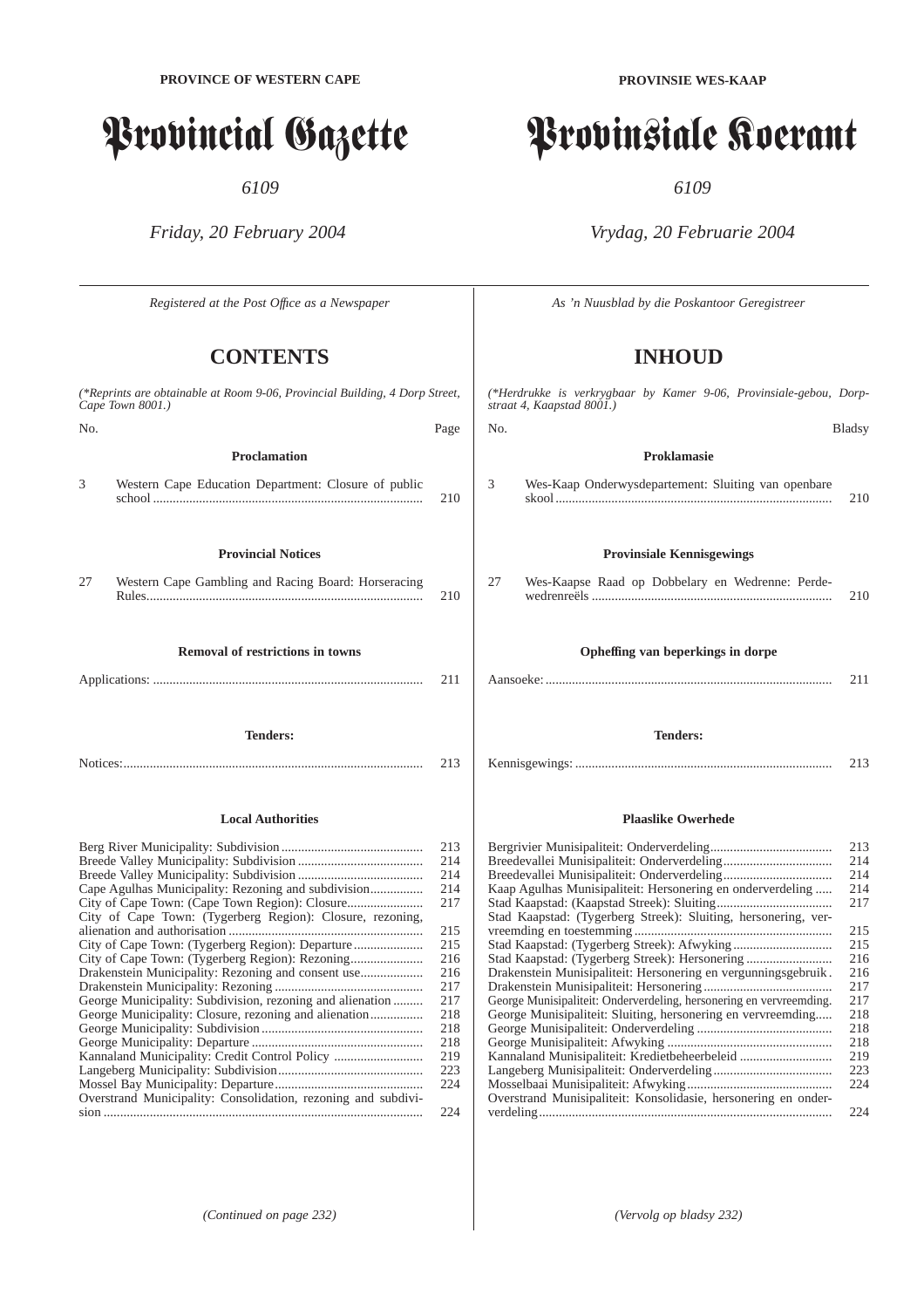**PROVINCE OF WESTERN CAPE**

# Provincial Gazette

*6109*

*Friday, 20 February 2004*

*Registered at the Post Office as a Newspaper*

## CONTENTS

*(\*Reprints are obtainable at Room 9-06, Provincial Building, 4 Dorp Street, Cape Town 8001.)*

| No. | | Page |
|---|---|---|
| | **Proclamation** | |
| 3 | Western Cape Education Department: Closure of public school | 210 |
| | **Provincial Notices** | |
| 27 | Western Cape Gambling and Racing Board: Horseracing Rules | 210 |
| | **Removal of restrictions in towns** | |
| | Applications: | 211 |
| | **Tenders:** | |
| | Notices: | 213 |

### Local Authorities

| | Page |
|---|---|
| Berg River Municipality: Subdivision | 213 |
| Breede Valley Municipality: Subdivision | 214 |
| Breede Valley Municipality: Subdivision | 214 |
| Cape Agulhas Municipality: Rezoning and subdivision | 214 |
| City of Cape Town: (Cape Town Region): Closure | 217 |
| City of Cape Town: (Tygerberg Region): Closure, rezoning, alienation and authorisation | 215 |
| City of Cape Town: (Tygerberg Region): Departure | 215 |
| City of Cape Town: (Tygerberg Region): Rezoning | 216 |
| Drakenstein Municipality: Rezoning and consent use | 216 |
| Drakenstein Municipality: Rezoning | 217 |
| George Municipality: Subdivision, rezoning and alienation | 217 |
| George Municipality: Closure, rezoning and alienation | 218 |
| George Municipality: Subdivision | 218 |
| George Municipality: Departure | 218 |
| Kannaland Municipality: Credit Control Policy | 219 |
| Langeberg Municipality: Subdivision | 223 |
| Mossel Bay Municipality: Departure | 224 |
| Overstrand Municipality: Consolidation, rezoning and subdivision | 224 |

*(Continued on page 232)*

**PROVINSIE WES-KAAP**

# Provinsiale Koerant

*6109*

*Vrydag, 20 Februarie 2004*

*As 'n Nuusblad by die Poskantoor Geregistreer*

## INHOUD

*(\*Herdrukke is verkrygbaar by Kamer 9-06, Provinsiale-gebou, Dorpstraat 4, Kaapstad 8001.)*

| No. | | Bladsy |
|---|---|---|
| | **Proklamasie** | |
| 3 | Wes-Kaap Onderwysdepartement: Sluiting van openbare skool | 210 |
| | **Provinsiale Kennisgewings** | |
| 27 | Wes-Kaapse Raad op Dobbelary en Wedrenne: Perdewedrenreëls | 210 |
| | **Opheffing van beperkings in dorpe** | |
| | Aansoeke: | 211 |
| | **Tenders:** | |
| | Kennisgewings: | 213 |

### Plaaslike Owerhede

| | Bladsy |
|---|---|
| Bergrivier Munisipaliteit: Onderverdeling | 213 |
| Breedevallei Munisipaliteit: Onderverdeling | 214 |
| Breedevallei Munisipaliteit: Onderverdeling | 214 |
| Kaap Agulhas Munisipaliteit: Hersonering en onderverdeling | 214 |
| Stad Kaapstad: (Kaapstad Streek): Sluiting | 217 |
| Stad Kaapstad: (Tygerberg Streek): Sluiting, hersonering, vervreemding en toestemming | 215 |
| Stad Kaapstad: (Tygerberg Streek): Afwyking | 215 |
| Stad Kaapstad: (Tygerberg Streek): Hersonering | 216 |
| Drakenstein Munisipaliteit: Hersonering en vergunningsgebruik | 216 |
| Drakenstein Munisipaliteit: Hersonering | 217 |
| George Munisipaliteit: Onderverdeling, hersonering en vervreemding | 217 |
| George Munisipaliteit: Sluiting, hersonering en vervreemding | 218 |
| George Munisipaliteit: Onderverdeling | 218 |
| George Munisipaliteit: Afwyking | 218 |
| Kannaland Munisipaliteit: Kredietbeheerbeleid | 219 |
| Langeberg Munisipaliteit: Onderverdeling | 223 |
| Mosselbaai Munisipaliteit: Afwyking | 224 |
| Overstrand Munisipaliteit: Konsolidasie, hersonering en onderverdeling | 224 |

*(Vervolg op bladsy 232)*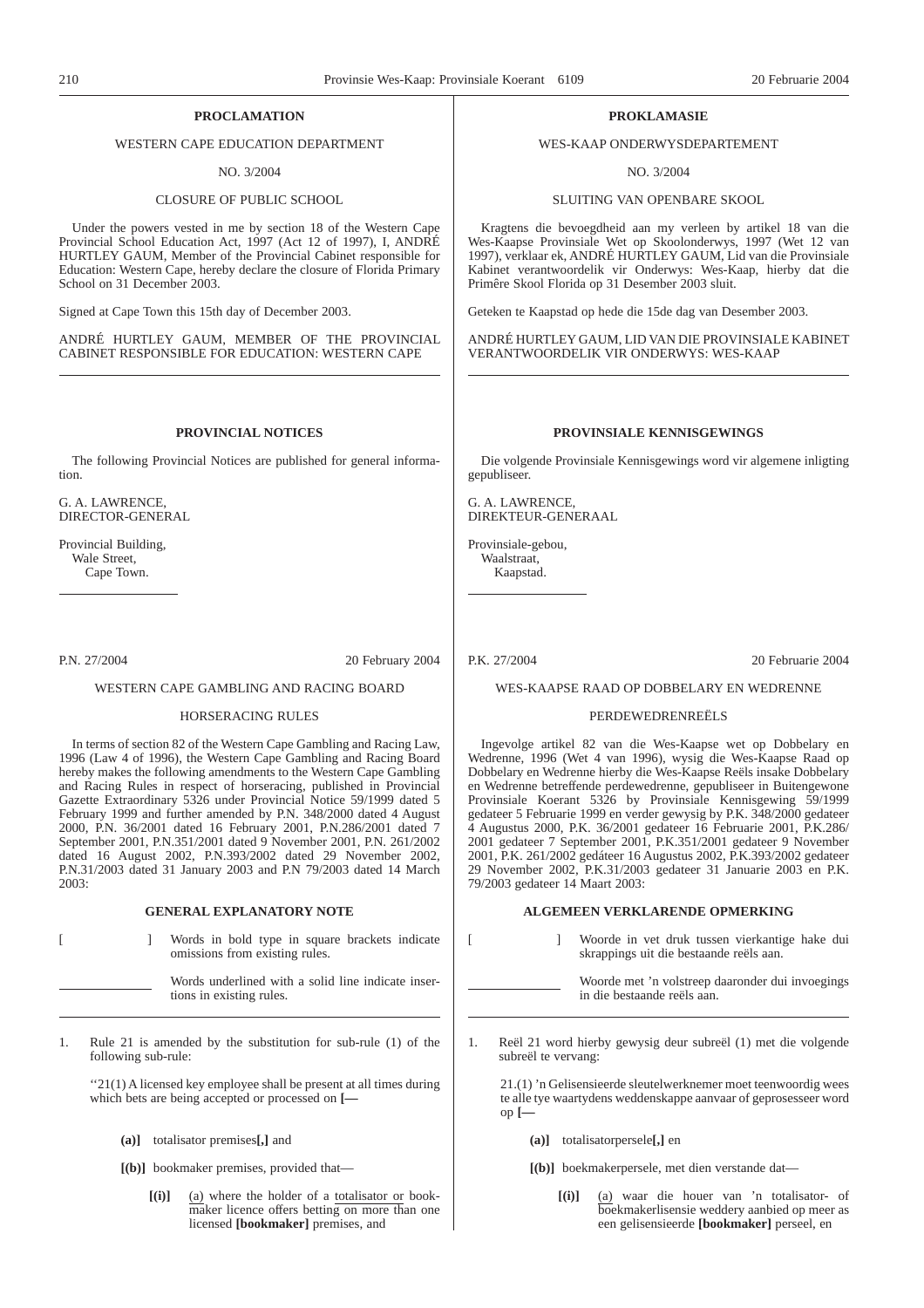## PROCLAMATION

WESTERN CAPE EDUCATION DEPARTMENT

NO. 3/2004

CLOSURE OF PUBLIC SCHOOL

Under the powers vested in me by section 18 of the Western Cape Provincial School Education Act, 1997 (Act 12 of 1997), I, ANDRÉ HURTLEY GAUM, Member of the Provincial Cabinet responsible for Education: Western Cape, hereby declare the closure of Florida Primary School on 31 December 2003.

Signed at Cape Town this 15th day of December 2003.

ANDRÉ HURTLEY GAUM, MEMBER OF THE PROVINCIAL CABINET RESPONSIBLE FOR EDUCATION: WESTERN CAPE

---

## PROVINCIAL NOTICES

The following Provincial Notices are published for general information.

G. A. LAWRENCE,
DIRECTOR-GENERAL

Provincial Building,
Wale Street,
Cape Town.

---

P.N. 27/2004 — 20 February 2004

WESTERN CAPE GAMBLING AND RACING BOARD

HORSERACING RULES

In terms of section 82 of the Western Cape Gambling and Racing Law, 1996 (Law 4 of 1996), the Western Cape Gambling and Racing Board hereby makes the following amendments to the Western Cape Gambling and Racing Rules in respect of horseracing, published in Provincial Gazette Extraordinary 5326 under Provincial Notice 59/1999 dated 5 February 1999 and further amended by P.N. 348/2000 dated 4 August 2000, P.N. 36/2001 dated 16 February 2001, P.N.286/2001 dated 7 September 2001, P.N.351/2001 dated 9 November 2001, P.N. 261/2002 dated 16 August 2002, P.N.393/2002 dated 29 November 2002, P.N.31/2003 dated 31 January 2003 and P.N 79/2003 dated 14 March 2003:

### GENERAL EXPLANATORY NOTE

[ ] Words in bold type in square brackets indicate omissions from existing rules.

\_\_\_\_\_ Words underlined with a solid line indicate insertions in existing rules.

---

1. Rule 21 is amended by the substitution for sub-rule (1) of the following sub-rule:

''21(1) A licensed key employee shall be present at all times during which bets are being accepted or processed on **[—**

**(a)]** totalisator premises**[,]** and

**[(b)]** bookmaker premises, provided that—

**[(i)]** <u>(a)</u> where the holder of a <u>totalisator or</u> bookmaker licence offers betting <u>on more than one</u> licensed **[bookmaker]** premises, and

---

## PROKLAMASIE

WES-KAAP ONDERWYSDEPARTEMENT

NO. 3/2004

SLUITING VAN OPENBARE SKOOL

Kragtens die bevoegdheid aan my verleen by artikel 18 van die Wes-Kaapse Provinsiale Wet op Skoolonderwys, 1997 (Wet 12 van 1997), verklaar ek, ANDRÉ HURTLEY GAUM, Lid van die Provinsiale Kabinet verantwoordelik vir Onderwys: Wes-Kaap, hierby dat die Primêre Skool Florida op 31 Desember 2003 sluit.

Geteken te Kaapstad op hede die 15de dag van Desember 2003.

ANDRÉ HURTLEY GAUM, LID VAN DIE PROVINSIALE KABINET VERANTWOORDELIK VIR ONDERWYS: WES-KAAP

---

## PROVINSIALE KENNISGEWINGS

Die volgende Provinsiale Kennisgewings word vir algemene inligting gepubliseer.

G. A. LAWRENCE,
DIREKTEUR-GENERAAL

Provinsiale-gebou,
Waalstraat,
Kaapstad.

---

P.K. 27/2004 — 20 Februarie 2004

WES-KAAPSE RAAD OP DOBBELARY EN WEDRENNE

PERDEWEDRENREËLS

Ingevolge artikel 82 van die Wes-Kaapse wet op Dobbelary en Wedrenne, 1996 (Wet 4 van 1996), wysig die Wes-Kaapse Raad op Dobbelary en Wedrenne hierby die Wes-Kaapse Reëls insake Dobbelary en Wedrenne betreffende perdewedrenne, gepubliseer in Buitengewone Provinsiale Koerant 5326 by Provinsiale Kennisgewing 59/1999 gedateer 5 Februarie 1999 en verder gewysig by P.K. 348/2000 gedateer 4 Augustus 2000, P.K. 36/2001 gedateer 16 Februarie 2001, P.K.286/2001 gedateer 7 September 2001, P.K.351/2001 gedateer 9 November 2001, P.K. 261/2002 gedáteer 16 Augustus 2002, P.K.393/2002 gedateer 29 November 2002, P.K.31/2003 gedateer 31 Januarie 2003 en P.K. 79/2003 gedateer 14 Maart 2003:

### ALGEMEEN VERKLARENDE OPMERKING

[ ] Woorde in vet druk tussen vierkantige hake dui skrappings uit die bestaande reëls aan.

\_\_\_\_\_ Woorde met 'n volstreep daaronder dui invoegings in die bestaande reëls aan.

---

1. Reël 21 word hierby gewysig deur subreël (1) met die volgende subreël te vervang:

21.(1) 'n Gelisensieerde sleutelwerknemer moet teenwoordig wees te alle tye waartydens weddenskappe aanvaar of geprosesseer word op **[—**

**(a)]** totalisatorpersele**[,]** en

**[(b)]** boekmakerpersele, met dien verstande dat—

**[(i)]** <u>(a)</u> waar die houer van 'n totalisator- of boekmakerlisensie weddery aanbied op meer as een gelisensieerde **[bookmaker]** perseel, en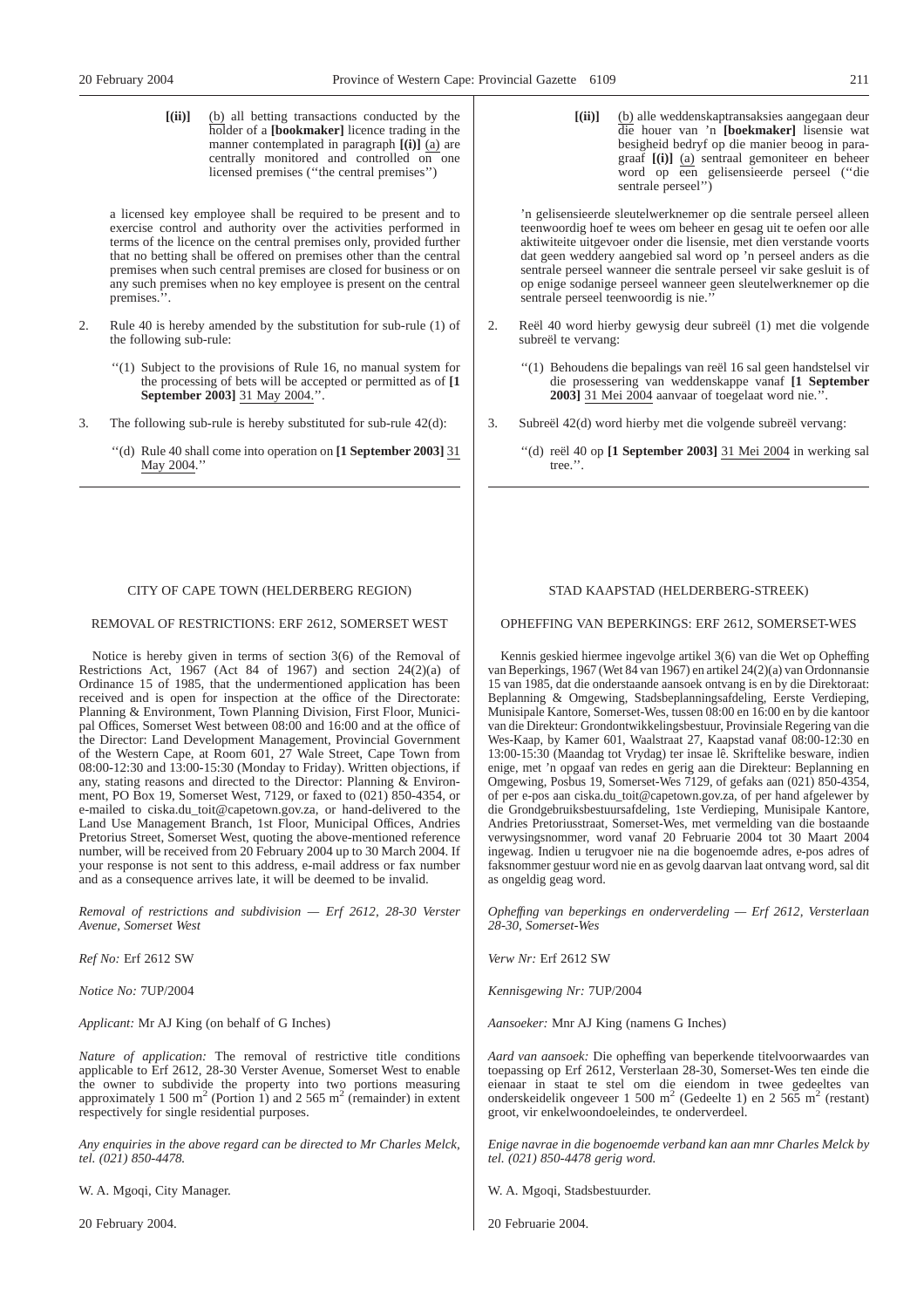**[(ii)]** (b) all betting transactions conducted by the holder of a **[bookmaker]** licence trading in the manner contemplated in paragraph **[(i)]** (a) are centrally monitored and controlled on one licensed premises (''the central premises'')

a licensed key employee shall be required to be present and to exercise control and authority over the activities performed in terms of the licence on the central premises only, provided further that no betting shall be offered on premises other than the central premises when such central premises are closed for business or on any such premises when no key employee is present on the central premises.''.

2. Rule 40 is hereby amended by the substitution for sub-rule (1) of the following sub-rule:

''(1) Subject to the provisions of Rule 16, no manual system for the processing of bets will be accepted or permitted as of **[1 September 2003]** 31 May 2004.''.

3. The following sub-rule is hereby substituted for sub-rule 42(d):

''(d) Rule 40 shall come into operation on **[1 September 2003]** 31 May 2004.''

**[(ii)]** (b) alle weddenskaptransaksies aangegaan deur die houer van 'n **[boekmaker]** lisensie wat besigheid bedryf op die manier beoog in paragraaf **[(i)]** (a) sentraal gemoniteer en beheer word op een gelisensieerde perseel (''die sentrale perseel'')

'n gelisensieerde sleutelwerknemer op die sentrale perseel alleen teenwoordig hoef te wees om beheer en gesag uit te oefen oor alle aktiwiteite uitgevoer onder die lisensie, met dien verstande voorts dat geen weddery aangebied sal word op 'n perseel anders as die sentrale perseel wanneer die sentrale perseel vir sake gesluit is of op enige sodanige perseel wanneer geen sleutelwerknemer op die sentrale perseel teenwoordig is nie.''

2. Reël 40 word hierby gewysig deur subreël (1) met die volgende subreël te vervang:

''(1) Behoudens die bepalings van reël 16 sal geen handstelsel vir die prosessering van weddenskappe vanaf **[1 September 2003]** 31 Mei 2004 aanvaar of toegelaat word nie.''.

3. Subreël 42(d) word hierby met die volgende subreël vervang:

''(d) reël 40 op **[1 September 2003]** 31 Mei 2004 in werking sal tree.''.

---

CITY OF CAPE TOWN (HELDERBERG REGION)

REMOVAL OF RESTRICTIONS: ERF 2612, SOMERSET WEST

Notice is hereby given in terms of section 3(6) of the Removal of Restrictions Act, 1967 (Act 84 of 1967) and section 24(2)(a) of Ordinance 15 of 1985, that the undermentioned application has been received and is open for inspection at the office of the Directorate: Planning & Environment, Town Planning Division, First Floor, Municipal Offices, Somerset West between 08:00 and 16:00 and at the office of the Director: Land Development Management, Provincial Government of the Western Cape, at Room 601, 27 Wale Street, Cape Town from 08:00-12:30 and 13:00-15:30 (Monday to Friday). Written objections, if any, stating reasons and directed to the Director: Planning & Environment, PO Box 19, Somerset West, 7129, or faxed to (021) 850-4354, or e-mailed to ciska.du_toit@capetown.gov.za, or hand-delivered to the Land Use Management Branch, 1st Floor, Municipal Offices, Andries Pretorius Street, Somerset West, quoting the above-mentioned reference number, will be received from 20 February 2004 up to 30 March 2004. If your response is not sent to this address, e-mail address or fax number and as a consequence arrives late, it will be deemed to be invalid.

*Removal of restrictions and subdivision — Erf 2612, 28-30 Verster Avenue, Somerset West*

*Ref No:* Erf 2612 SW

*Notice No:* 7UP/2004

*Applicant:* Mr AJ King (on behalf of G Inches)

*Nature of application:* The removal of restrictive title conditions applicable to Erf 2612, 28-30 Verster Avenue, Somerset West to enable the owner to subdivide the property into two portions measuring approximately 1 500 m$^2$ (Portion 1) and 2 565 m$^2$ (remainder) in extent respectively for single residential purposes.

*Any enquiries in the above regard can be directed to Mr Charles Melck, tel. (021) 850-4478.*

W. A. Mgoqi, City Manager.

20 February 2004.

STAD KAAPSTAD (HELDERBERG-STREEK)

OPHEFFING VAN BEPERKINGS: ERF 2612, SOMERSET-WES

Kennis geskied hiermee ingevolge artikel 3(6) van die Wet op Opheffing van Beperkings, 1967 (Wet 84 van 1967) en artikel 24(2)(a) van Ordonnansie 15 van 1985, dat die onderstaande aansoek ontvang is en by die Direktoraat: Beplanning & Omgewing, Stadsbeplanningsafdeling, Eerste Verdieping, Munisipale Kantore, Somerset-Wes, tussen 08:00 en 16:00 en by die kantoor van die Direkteur: Grondontwikkelingsbestuur, Provinsiale Regering van die Wes-Kaap, by Kamer 601, Waalstraat 27, Kaapstad vanaf 08:00-12:30 en 13:00-15:30 (Maandag tot Vrydag) ter insae lê. Skriftelike besware, indien enige, met 'n opgaaf van redes en gerig aan die Direkteur: Beplanning en Omgewing, Posbus 19, Somerset-Wes 7129, of gefaks aan (021) 850-4354, of per e-pos aan ciska.du_toit@capetown.gov.za, of per hand afgelewer by die Grondgebruiksbestuursafdeling, 1ste Verdieping, Munisipale Kantore, Andries Pretoriusstraat, Somerset-Wes, met vermelding van die bostaande verwysingsnommer, word vanaf 20 Februarie 2004 tot 30 Maart 2004 ingewag. Indien u terugvoer nie na die bogenoemde adres, e-pos adres of faksnommer gestuur word nie en as gevolg daarvan laat ontvang word, sal dit as ongeldig geag word.

*Opheffing van beperkings en onderverdeling — Erf 2612, Versterlaan 28-30, Somerset-Wes*

*Verw Nr:* Erf 2612 SW

*Kennisgewing Nr:* 7UP/2004

*Aansoeker:* Mnr AJ King (namens G Inches)

*Aard van aansoek:* Die opheffing van beperkende titelvoorwaardes van toepassing op Erf 2612, Versterlaan 28-30, Somerset-Wes ten einde die eienaar in staat te stel om die eiendom in twee gedeeltes van onderskeidelik ongeveer 1 500 m$^2$ (Gedeelte 1) en 2 565 m$^2$ (restant) groot, vir enkelwoondoeleindes, te onderverdeel.

*Enige navrae in die bogenoemde verband kan aan mnr Charles Melck by tel. (021) 850-4478 gerig word.*

W. A. Mgoqi, Stadsbestuurder.

20 Februarie 2004.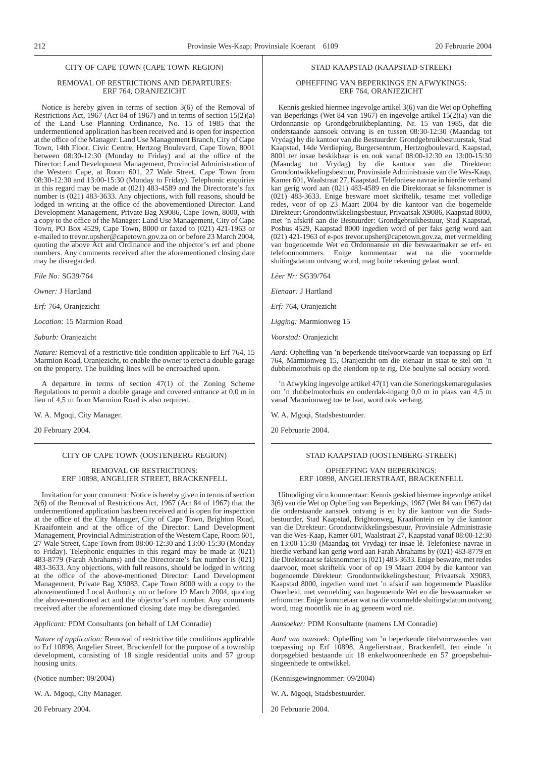CITY OF CAPE TOWN (CAPE TOWN REGION)

REMOVAL OF RESTRICTIONS AND DEPARTURES: ERF 764, ORANJEZICHT

Notice is hereby given in terms of section 3(6) of the Removal of Restrictions Act, 1967 (Act 84 of 1967) and in terms of section 15(2)(a) of the Land Use Planning Ordinance, No. 15 of 1985 that the undermentioned application has been received and is open for inspection at the office of the Manager: Land Use Management Branch, City of Cape Town, 14th Floor, Civic Centre, Hertzog Boulevard, Cape Town, 8001 between 08:30-12:30 (Monday to Friday) and at the office of the Director: Land Development Management, Provincial Administration of the Western Cape, at Room 601, 27 Wale Street, Cape Town from 08:30-12:30 and 13:00-15:30 (Monday to Friday). Telephonic enquiries in this regard may be made at (021) 483-4589 and the Directorate's fax number is (021) 483-3633. Any objections, with full reasons, should be lodged in writing at the office of the abovementioned Director: Land Development Management, Private Bag X9086, Cape Town, 8000, with a copy to the office of the Manager: Land Use Management, City of Cape Town, PO Box 4529, Cape Town, 8000 or faxed to (021) 421-1963 or e-mailed to trevor.upsher@capetown.gov.za on or before 23 March 2004, quoting the above Act and Ordinance and the objector's erf and phone numbers. Any comments received after the aforementioned closing date may be disregarded.

*File No:* SG39/764

*Owner:* J Hartland

*Erf:* 764, Oranjezicht

*Location:* 15 Marmion Road

*Suburb:* Oranjezicht

*Nature:* Removal of a restrictive title condition applicable to Erf 764, 15 Marmion Road, Oranjezicht, to enable the owner to erect a double garage on the property. The building lines will be encroached upon.

A departure in terms of section 47(1) of the Zoning Scheme Regulations to permit a double garage and covered entrance at 0,0 m in lieu of 4,5 m from Marmion Road is also required.

W. A. Mgoqi, City Manager.

20 February 2004.

---

STAD KAAPSTAD (KAAPSTAD-STREEK)

OPHEFFING VAN BEPERKINGS EN AFWYKINGS: ERF 764, ORANJEZICHT

Kennis geskied hiermee ingevolge artikel 3(6) van die Wet op Opheffing van Beperkings (Wet 84 van 1967) en ingevolge artikel 15(2)(a) van die Ordonnansie op Grondgebruikbeplanning, Nr. 15 van 1985, dat die onderstaande aansoek ontvang is en tussen 08:30-12:30 (Maandag tot Vrydag) by die kantoor van die Bestuurder: Grondgebruikbestuurstak, Stad Kaapstad, 14de Verdieping, Burgersentrum, Hertzogboulevard, Kaapstad, 8001 ter insae beskikbaar is en ook vanaf 08:00-12:30 en 13:00-15:30 (Maandag tot Vrydag) by die kantoor van die Direkteur: Grondontwikkelingsbestuur, Provinsiale Administrasie van die Wes-Kaap, Kamer 601, Waalstraat 27, Kaapstad. Telefoniese navrae in hierdie verband kan gerig word aan (021) 483-4589 en die Direktoraat se faksnommer is (021) 483-3633. Enige besware moet skriftelik, tesame met volledige redes, voor of op 23 Maart 2004 by die kantoor van die bogemelde Direkteur: Grondontwikkelingsbestuur, Privaatsak X9086, Kaapstad 8000, met 'n afskrif aan die Bestuurder: Grondgebruikbestuur, Stad Kaapstad, Posbus 4529, Kaapstad 8000 ingedien word of per faks gerig word aan (021) 421-1963 of e-pos trevor.upsher@capetown.gov.za, met vermelding van bogenoemde Wet en Ordonnansie en die beswaarmaker se erf- en telefoonnommers. Enige kommentaar wat na die voormelde sluitingsdatum ontvang word, mag buite rekening gelaat word.

*Lèer Nr:* SG39/764

*Eienaar:* J Hartland

*Erf:* 764, Oranjezicht

*Ligging:* Marmionweg 15

*Voorstad:* Oranjezicht

*Aard:* Opheffing van 'n beperkende titelvoorwaarde van toepassing op Erf 764, Marmionweg 15, Oranjezicht om die eienaar in staat te stel om 'n dubbelmotorhuis op die eiendom op te rig. Die boulyne sal oorskry word.

'n Afwyking ingevolge artikel 47(1) van die Soneringskemaregulasies om 'n dubbelmotorhuis en onderdak-ingang 0,0 m in plaas van 4,5 m vanaf Marmionweg toe te laat, word ook verlang.

W. A. Mgoqi, Stadsbestuurder.

20 Februarie 2004.

---

CITY OF CAPE TOWN (OOSTENBERG REGION)

REMOVAL OF RESTRICTIONS: ERF 10898, ANGELIER STREET, BRACKENFELL

Invitation for your comment: Notice is hereby given in terms of section 3(6) of the Removal of Restrictions Act, 1967 (Act 84 of 1967) that the undermentioned application has been received and is open for inspection at the office of the City Manager, City of Cape Town, Brighton Road, Kraaifontein and at the office of the Director: Land Development Management, Provincial Administration of the Western Cape, Room 601, 27 Wale Street, Cape Town from 08:00-12:30 and 13:00-15:30 (Monday to Friday). Telephonic enquiries in this regard may be made at (021) 483-8779 (Farah Abrahams) and the Directorate's fax number is (021) 483-3633. Any objections, with full reasons, should be lodged in writing at the office of the above-mentioned Director: Land Development Management, Private Bag X9083, Cape Town 8000 with a copy to the abovementioned Local Authority on or before 19 March 2004, quoting the above-mentioned act and the objector's erf number. Any comments received after the aforementioned closing date may be disregarded.

*Applicant:* PDM Consultants (on behalf of LM Conradie)

*Nature of application:* Removal of restrictive title conditions applicable to Erf 10898, Angelier Street, Brackenfell for the purpose of a township development, consisting of 18 single residential units and 57 group housing units.

(Notice number: 09/2004)

W. A. Mgoqi, City Manager.

20 February 2004.

---

STAD KAAPSTAD (OOSTENBERG-STREEK)

OPHEFFING VAN BEPERKINGS: ERF 10898, ANGELIERSTRAAT, BRACKENFELL

Uitnodiging vir u kommentaar: Kennis geskied hiermee ingevolge artikel 3(6) van die Wet op Opheffing van Beperkings, 1967 (Wet 84 van 1967) dat die onderstaande aansoek ontvang is en by die kantoor van die Stadsbestuurder, Stad Kaapstad, Brightonweg, Kraaifontein en by die kantoor van die Direkteur: Grondontwikkelingsbestuur, Provinsiale Administrasie van die Wes-Kaap, Kamer 601, Waalstraat 27, Kaapstad vanaf 08:00-12:30 en 13:00-15:30 (Maandag tot Vrydag) ter insae lê. Telefoniese navrae in hierdie verband kan gerig word aan Farah Abrahams by (021) 483-8779 en die Direktoraat se faksnommer is (021) 483-3633. Enige besware, met redes daarvoor, moet skriftelik voor of op 19 Maart 2004 by die kantoor van bogenoemde Direkteur: Grondontwikkelingsbestuur, Privaatsak X9083, Kaapstad 8000, ingedien word met 'n afskrif aan bogenoemde Plaaslike Owerheid, met vermelding van bogenoemde Wet en die beswaarmaker se erfnommer. Enige kommetaar wat na die voormelde sluitingsdatum ontvang word, mag moontlik nie in ag geneem word nie.

*Aansoeker:* PDM Konsultante (namens LM Conradie)

*Aard van aansoek:* Opheffing van 'n beperkende titelvoorwaardes van toepassing op Erf 10898, Angelierstraat, Brackenfell, ten einde 'n dorpsgebied bestaande uit 18 enkelwooneenhede en 57 groepsbehuisingeenhede te ontwikkel.

(Kennisgewingnommer: 09/2004)

W. A. Mgoqi, Stadsbestuurder.

20 Februarie 2004.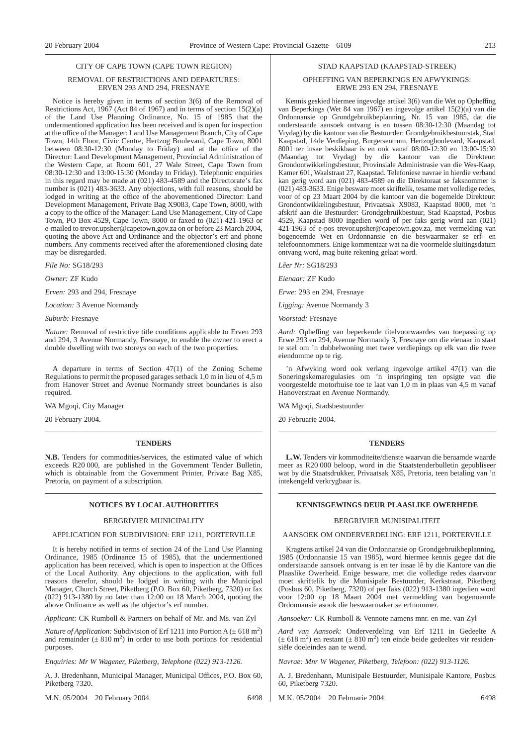CITY OF CAPE TOWN (CAPE TOWN REGION)

REMOVAL OF RESTRICTIONS AND DEPARTURES: ERVEN 293 AND 294, FRESNAYE

Notice is hereby given in terms of section 3(6) of the Removal of Restrictions Act, 1967 (Act 84 of 1967) and in terms of section 15(2)(a) of the Land Use Planning Ordinance, No. 15 of 1985 that the undermentioned application has been received and is open for inspection at the office of the Manager: Land Use Management Branch, City of Cape Town, 14th Floor, Civic Centre, Hertzog Boulevard, Cape Town, 8001 between 08:30-12:30 (Monday to Friday) and at the office of the Director: Land Development Management, Provincial Administration of the Western Cape, at Room 601, 27 Wale Street, Cape Town from 08:30-12:30 and 13:00-15:30 (Monday to Friday). Telephonic enquiries in this regard may be made at (021) 483-4589 and the Directorate's fax number is (021) 483-3633. Any objections, with full reasons, should be lodged in writing at the office of the abovementioned Director: Land Development Management, Private Bag X9083, Cape Town, 8000, with a copy to the office of the Manager: Land Use Management, City of Cape Town, PO Box 4529, Cape Town, 8000 or faxed to (021) 421-1963 or e-mailed to trevor.upsher@capetown.gov.za on or before 23 March 2004, quoting the above Act and Ordinance and the objector's erf and phone numbers. Any comments received after the aforementioned closing date may be disregarded.

*File No:* SG18/293

*Owner:* ZF Kudo

*Erven:* 293 and 294, Fresnaye

*Location:* 3 Avenue Normandy

*Suburb:* Fresnaye

*Nature:* Removal of restrictive title conditions applicable to Erven 293 and 294, 3 Avenue Normandy, Fresnaye, to enable the owner to erect a double dwelling with two storeys on each of the two properties.

A departure in terms of Section 47(1) of the Zoning Scheme Regulations to permit the proposed garages setback 1,0 m in lieu of 4,5 m from Hanover Street and Avenue Normandy street boundaries is also required.

WA Mgoqi, City Manager

20 February 2004.

---

STAD KAAPSTAD (KAAPSTAD-STREEK)

OPHEFFING VAN BEPERKINGS EN AFWYKINGS: ERWE 293 EN 294, FRESNAYE

Kennis geskied hiermee ingevolge artikel 3(6) van die Wet op Opheffing van Beperkings (Wet 84 van 1967) en ingevolge artikel 15(2)(a) van die Ordonnansie op Grondgebruikbeplanning, Nr. 15 van 1985, dat die onderstaande aansoek ontvang is en tussen 08:30-12:30 (Maandag tot Vrydag) by die kantoor van die Bestuurder: Grondgebruikbestuurstak, Stad Kaapstad, 14de Verdieping, Burgersentrum, Hertzogboulevard, Kaapstad, 8001 ter insae beskikbaar is en ook vanaf 08:00-12:30 en 13:00-15:30 (Maandag tot Vrydag) by die kantoor van die Direkteur: Grondontwikkelingsbestuur, Provinsiale Administrasie van die Wes-Kaap, Kamer 601, Waalstraat 27, Kaapstad. Telefoniese navrae in hierdie verband kan gerig word aan (021) 483-4589 en die Direktoraat se faksnommer is (021) 483-3633. Enige besware moet skriftelik, tesame met volledige redes, voor of op 23 Maart 2004 by die kantoor van die bogemelde Direkteur: Grondontwikkelingsbestuur, Privaatsak X9083, Kaapstad 8000, met 'n afskrif aan die Bestuurder: Grondgebruikbestuur, Stad Kaapstad, Posbus 4529, Kaapstad 8000 ingedien word of per faks gerig word aan (021) 421-1963 of e-pos trevor.upsher@capetown.gov.za, met vermelding van bogenoemde Wet en Ordonnansie en die beswaarmaker se erf- en telefoonnommers. Enige kommentaar wat na die voormelde sluitingsdatum ontvang word, mag buite rekening gelaat word.

*Lêer Nr:* SG18/293

*Eienaar:* ZF Kudo

*Erwe:* 293 en 294, Fresnaye

*Ligging:* Avenue Normandy 3

*Voorstad:* Fresnaye

*Aard:* Opheffing van beperkende titelvoorwaardes van toepassing op Erwe 293 en 294, Avenue Normandy 3, Fresnaye om die eienaar in staat te stel om 'n dubbelwoning met twee verdiepings op elk van die twee eiendomme op te rig.

'n Afwyking word ook verlang ingevolge artikel 47(1) van die Soneringskemaregulasies om 'n inspringing ten opsigte van die voorgestelde motorhuise toe te laat van 1,0 m in plaas van 4,5 m vanaf Hanoverstraat en Avenue Normandy.

WA Mgoqi, Stadsbestuurder

20 Februarie 2004.

---

## TENDERS

**N.B.** Tenders for commodities/services, the estimated value of which exceeds R20 000, are published in the Government Tender Bulletin, which is obtainable from the Government Printer, Private Bag X85, Pretoria, on payment of a subscription.

## TENDERS

**L.W.** Tenders vir kommoditeite/dienste waarvan die beraamde waarde meer as R20 000 beloop, word in die Staatstenderbulletin gepubliseer wat by die Staatsdrukker, Privaatsak X85, Pretoria, teen betaling van 'n intekengeld verkrygbaar is.

---

## NOTICES BY LOCAL AUTHORITIES

BERGRIVIER MUNICIPALITY

APPLICATION FOR SUBDIVISION: ERF 1211, PORTERVILLE

It is hereby notified in terms of section 24 of the Land Use Planning Ordinance, 1985 (Ordinance 15 of 1985), that the undermentioned application has been received, which is open to inspection at the Offices of the Local Authority. Any objections to the application, with full reasons therefor, should be lodged in writing with the Municipal Manager, Church Street, Piketberg (P.O. Box 60, Piketberg, 7320) or fax (022) 913-1380 by no later than 12:00 on 18 March 2004, quoting the above Ordinance as well as the objector's erf number.

*Applicant:* CK Rumboll & Partners on behalf of Mr. and Ms. van Zyl

*Nature of Application:* Subdivision of Erf 1211 into Portion A (± 618 $m^2$) and remainder (± 810 $m^2$) in order to use both portions for residential purposes.

*Enquiries: Mr W Wagener, Piketberg, Telephone (022) 913-1126.*

A. J. Bredenhann, Municipal Manager, Municipal Offices, P.O. Box 60, Piketberg 7320.

M.N. 05/2004 20 February 2004. 6498

## KENNISGEWINGS DEUR PLAASLIKE OWERHEDE

BERGRIVIER MUNISIPALITEIT

AANSOEK OM ONDERVERDELING: ERF 1211, PORTERVILLE

Kragtens artikel 24 van die Ordonnansie op Grondgebruikbeplanning, 1985 (Ordonnansie 15 van 1985), word hiermee kennis gegee dat die onderstaande aansoek ontvang is en ter insae lê by die Kantore van die Plaaslike Owerheid. Enige besware, met die volledige redes daarvoor moet skriftelik by die Munisipale Bestuurder, Kerkstraat, Piketberg (Posbus 60, Piketberg, 7320) of per faks (022) 913-1380 ingedien word voor 12:00 op 18 Maart 2004 met vermelding van bogenoemde Ordonnansie asook die beswaarmaker se erfnommer.

*Aansoeker:* CK Rumboll & Vennote namens mnr. en me. van Zyl

*Aard van Aansoek:* Onderverdeling van Erf 1211 in Gedeelte A (± 618 $m^2$) en restant (± 810 $m^2$) ten einde beide gedeeltes vir residensiële doeleindes aan te wend.

*Navrae: Mnr W Wagener, Piketberg, Telefoon: (022) 913-1126.*

A. J. Bredenhann, Munisipale Bestuurder, Munisipale Kantore, Posbus 60, Piketberg 7320.

M.K. 05/2004 20 Februarie 2004. 6498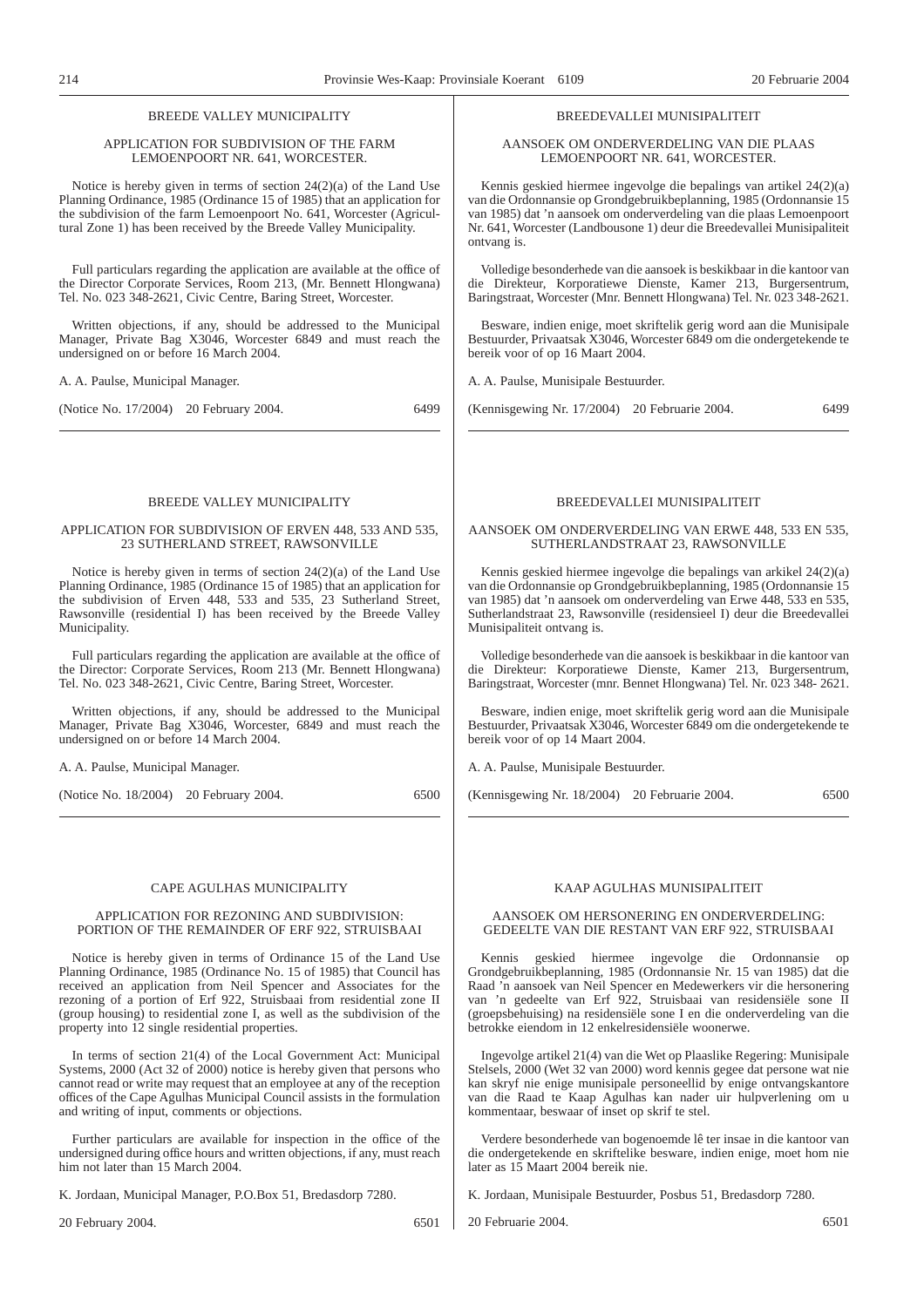## BREEDE VALLEY MUNICIPALITY

### APPLICATION FOR SUBDIVISION OF THE FARM LEMOENPOORT NR. 641, WORCESTER.

Notice is hereby given in terms of section 24(2)(a) of the Land Use Planning Ordinance, 1985 (Ordinance 15 of 1985) that an application for the subdivision of the farm Lemoenpoort No. 641, Worcester (Agricultural Zone 1) has been received by the Breede Valley Municipality.

Full particulars regarding the application are available at the office of the Director Corporate Services, Room 213, (Mr. Bennett Hlongwana) Tel. No. 023 348-2621, Civic Centre, Baring Street, Worcester.

Written objections, if any, should be addressed to the Municipal Manager, Private Bag X3046, Worcester 6849 and must reach the undersigned on or before 16 March 2004.

A. A. Paulse, Municipal Manager.

(Notice No. 17/2004) 20 February 2004. 6499

## BREEDEVALLEI MUNISIPALITEIT

### AANSOEK OM ONDERVERDELING VAN DIE PLAAS LEMOENPOORT NR. 641, WORCESTER.

Kennis geskied hiermee ingevolge die bepalings van artikel 24(2)(a) van die Ordonnansie op Grondgebruikbeplanning, 1985 (Ordonnansie 15 van 1985) dat 'n aansoek om onderverdeling van die plaas Lemoenpoort Nr. 641, Worcester (Landbousone 1) deur die Breedevallei Munisipaliteit ontvang is.

Volledige besonderhede van die aansoek is beskikbaar in die kantoor van die Direkteur, Korporatiewe Dienste, Kamer 213, Burgersentrum, Baringstraat, Worcester (Mnr. Bennett Hlongwana) Tel. Nr. 023 348-2621.

Besware, indien enige, moet skriftelik gerig word aan die Munisipale Bestuurder, Privaatsak X3046, Worcester 6849 om die ondergetekende te bereik voor of op 16 Maart 2004.

A. A. Paulse, Munisipale Bestuurder.

(Kennisgewing Nr. 17/2004) 20 Februarie 2004. 6499

## BREEDE VALLEY MUNICIPALITY

### APPLICATION FOR SUBDIVISION OF ERVEN 448, 533 AND 535, 23 SUTHERLAND STREET, RAWSONVILLE

Notice is hereby given in terms of section 24(2)(a) of the Land Use Planning Ordinance, 1985 (Ordinance 15 of 1985) that an application for the subdivision of Erven 448, 533 and 535, 23 Sutherland Street, Rawsonville (residential I) has been received by the Breede Valley Municipality.

Full particulars regarding the application are available at the office of the Director: Corporate Services, Room 213 (Mr. Bennett Hlongwana) Tel. No. 023 348-2621, Civic Centre, Baring Street, Worcester.

Written objections, if any, should be addressed to the Municipal Manager, Private Bag X3046, Worcester, 6849 and must reach the undersigned on or before 14 March 2004.

A. A. Paulse, Municipal Manager.

(Notice No. 18/2004) 20 February 2004. 6500

## BREEDEVALLEI MUNISIPALITEIT

### AANSOEK OM ONDERVERDELING VAN ERWE 448, 533 EN 535, SUTHERLANDSTRAAT 23, RAWSONVILLE

Kennis geskied hiermee ingevolge die bepalings van arkikel 24(2)(a) van die Ordonnansie op Grondgebruikbeplanning, 1985 (Ordonnansie 15 van 1985) dat 'n aansoek om onderverdeling van Erwe 448, 533 en 535, Sutherlandstraat 23, Rawsonville (residensieel I) deur die Breedevallei Munisipaliteit ontvang is.

Volledige besonderhede van die aansoek is beskikbaar in die kantoor van die Direkteur: Korporatiewe Dienste, Kamer 213, Burgersentrum, Baringstraat, Worcester (mnr. Bennet Hlongwana) Tel. Nr. 023 348- 2621.

Besware, indien enige, moet skriftelik gerig word aan die Munisipale Bestuurder, Privaatsak X3046, Worcester 6849 om die ondergetekende te bereik voor of op 14 Maart 2004.

A. A. Paulse, Munisipale Bestuurder.

(Kennisgewing Nr. 18/2004) 20 Februarie 2004. 6500

## CAPE AGULHAS MUNICIPALITY

### APPLICATION FOR REZONING AND SUBDIVISION: PORTION OF THE REMAINDER OF ERF 922, STRUISBAAI

Notice is hereby given in terms of Ordinance 15 of the Land Use Planning Ordinance, 1985 (Ordinance No. 15 of 1985) that Council has received an application from Neil Spencer and Associates for the rezoning of a portion of Erf 922, Struisbaai from residential zone II (group housing) to residential zone I, as well as the subdivision of the property into 12 single residential properties.

In terms of section 21(4) of the Local Government Act: Municipal Systems, 2000 (Act 32 of 2000) notice is hereby given that persons who cannot read or write may request that an employee at any of the reception offices of the Cape Agulhas Municipal Council assists in the formulation and writing of input, comments or objections.

Further particulars are available for inspection in the office of the undersigned during office hours and written objections, if any, must reach him not later than 15 March 2004.

K. Jordaan, Municipal Manager, P.O.Box 51, Bredasdorp 7280.

20 February 2004. 6501

## KAAP AGULHAS MUNISIPALITEIT

### AANSOEK OM HERSONERING EN ONDERVERDELING: GEDEELTE VAN DIE RESTANT VAN ERF 922, STRUISBAAI

Kennis geskied hiermee ingevolge die Ordonnansie op Grondgebruikbeplanning, 1985 (Ordonnansie Nr. 15 van 1985) dat die Raad 'n aansoek van Neil Spencer en Medewerkers vir die hersonering van 'n gedeelte van Erf 922, Struisbaai van residensiële sone II (groepsbehuising) na residensiële sone I en die onderverdeling van die betrokke eiendom in 12 enkelresidensiële woonerwe.

Ingevolge artikel 21(4) van die Wet op Plaaslike Regering: Munisipale Stelsels, 2000 (Wet 32 van 2000) word kennis gegee dat persone wat nie kan skryf nie enige munisipale personeellid by enige ontvangskantore van die Raad te Kaap Agulhas kan nader uir hulpverlening om u kommentaar, beswaar of inset op skrif te stel.

Verdere besonderhede van bogenoemde lê ter insae in die kantoor van die ondergetekende en skriftelike besware, indien enige, moet hom nie later as 15 Maart 2004 bereik nie.

K. Jordaan, Munisipale Bestuurder, Posbus 51, Bredasdorp 7280.

20 Februarie 2004. 6501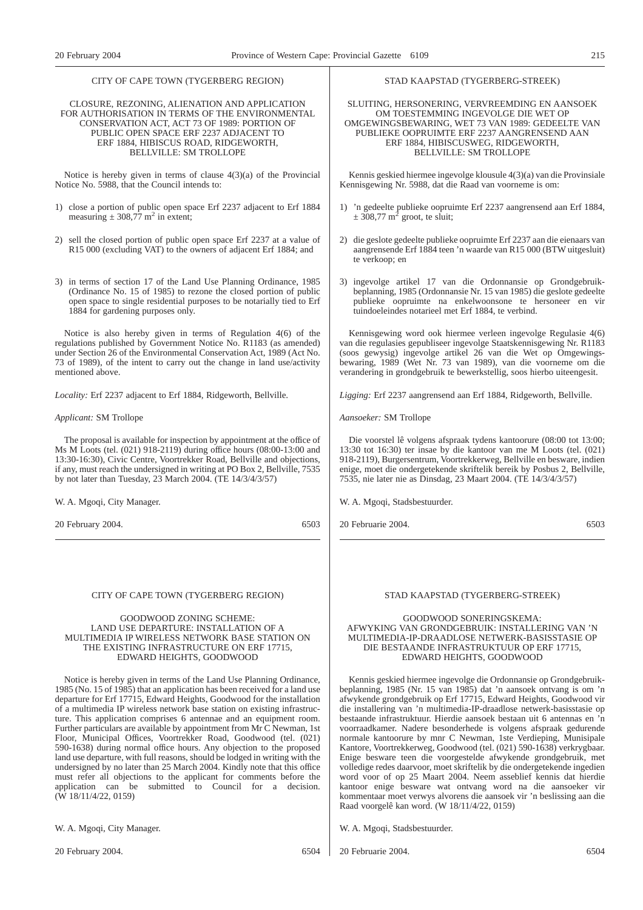## CITY OF CAPE TOWN (TYGERBERG REGION)

### CLOSURE, REZONING, ALIENATION AND APPLICATION FOR AUTHORISATION IN TERMS OF THE ENVIRONMENTAL CONSERVATION ACT, ACT 73 OF 1989: PORTION OF PUBLIC OPEN SPACE ERF 2237 ADJACENT TO ERF 1884, HIBISCUS ROAD, RIDGEWORTH, BELLVILLE: SM TROLLOPE

Notice is hereby given in terms of clause 4(3)(a) of the Provincial Notice No. 5988, that the Council intends to:

1) close a portion of public open space Erf 2237 adjacent to Erf 1884 measuring ± 308,77 $m^2$ in extent;
2) sell the closed portion of public open space Erf 2237 at a value of R15 000 (excluding VAT) to the owners of adjacent Erf 1884; and
3) in terms of section 17 of the Land Use Planning Ordinance, 1985 (Ordinance No. 15 of 1985) to rezone the closed portion of public open space to single residential purposes to be notarially tied to Erf 1884 for gardening purposes only.

Notice is also hereby given in terms of Regulation 4(6) of the regulations published by Government Notice No. R1183 (as amended) under Section 26 of the Environmental Conservation Act, 1989 (Act No. 73 of 1989), of the intent to carry out the change in land use/activity mentioned above.

*Locality:* Erf 2237 adjacent to Erf 1884, Ridgeworth, Bellville.

*Applicant:* SM Trollope

The proposal is available for inspection by appointment at the office of Ms M Loots (tel. (021) 918-2119) during office hours (08:00-13:00 and 13:30-16:30), Civic Centre, Voortrekker Road, Bellville and objections, if any, must reach the undersigned in writing at PO Box 2, Bellville, 7535 by not later than Tuesday, 23 March 2004. (TE 14/3/4/3/57)

W. A. Mgoqi, City Manager.

20 February 2004. 6503

## STAD KAAPSTAD (TYGERBERG-STREEK)

### SLUITING, HERSONERING, VERVREEMDING EN AANSOEK OM TOESTEMMING INGEVOLGE DIE WET OP OMGEWINGSBEWARING, WET 73 VAN 1989: GEDEELTE VAN PUBLIEKE OOPRUIMTE ERF 2237 AANGRENSEND AAN ERF 1884, HIBISCUSWEG, RIDGEWORTH, BELLVILLE: SM TROLLOPE

Kennis geskied hiermee ingevolge klousule 4(3)(a) van die Provinsiale Kennisgewing Nr. 5988, dat die Raad van voorneme is om:

1) 'n gedeelte publieke oopruimte Erf 2237 aangrensend aan Erf 1884, ± 308,77 $m^2$ groot, te sluit;
2) die geslote gedeelte publieke oopruimte Erf 2237 aan die eienaars van aangrensende Erf 1884 teen 'n waarde van R15 000 (BTW uitgesluit) te verkoop; en
3) ingevolge artikel 17 van die Ordonnansie op Grondgebruikbeplanning, 1985 (Ordonnansie Nr. 15 van 1985) die geslote gedeelte publieke oopruimte na enkelwoonsone te hersoneer en vir tuindoeleindes notarieel met Erf 1884, te verbind.

Kennisgewing word ook hiermee verleen ingevolge Regulasie 4(6) van die regulasies gepubliseer ingevolge Staatskennisgewing Nr. R1183 (soos gewysig) ingevolge artikel 26 van die Wet op Omgewingsbewaring, 1989 (Wet Nr. 73 van 1989), van die voorneme om die verandering in grondgebruik te bewerkstellig, soos hierbo uiteengesit.

*Ligging:* Erf 2237 aangrensend aan Erf 1884, Ridgeworth, Bellville.

*Aansoeker:* SM Trollope

Die voorstel lê volgens afspraak tydens kantoorure (08:00 tot 13:00; 13:30 tot 16:30) ter insae by die kantoor van me M Loots (tel. (021) 918-2119), Burgersentrum, Voortrekkerweg, Bellville en besware, indien enige, moet die ondergetekende skriftelik bereik by Posbus 2, Bellville, 7535, nie later nie as Dinsdag, 23 Maart 2004. (TE 14/3/4/3/57)

W. A. Mgoqi, Stadsbestuurder.

20 Februarie 2004. 6503

## CITY OF CAPE TOWN (TYGERBERG REGION)

### GOODWOOD ZONING SCHEME: LAND USE DEPARTURE: INSTALLATION OF A MULTIMEDIA IP WIRELESS NETWORK BASE STATION ON THE EXISTING INFRASTRUCTURE ON ERF 17715, EDWARD HEIGHTS, GOODWOOD

Notice is hereby given in terms of the Land Use Planning Ordinance, 1985 (No. 15 of 1985) that an application has been received for a land use departure for Erf 17715, Edward Heights, Goodwood for the installation of a multimedia IP wireless network base station on existing infrastructure. This application comprises 6 antennae and an equipment room. Further particulars are available by appointment from Mr C Newman, 1st Floor, Municipal Offices, Voortrekker Road, Goodwood (tel. (021) 590-1638) during normal office hours. Any objection to the proposed land use departure, with full reasons, should be lodged in writing with the undersigned by no later than 25 March 2004. Kindly note that this office must refer all objections to the applicant for comments before the application can be submitted to Council for a decision. (W 18/11/4/22, 0159)

W. A. Mgoqi, City Manager.

20 February 2004. 6504

## STAD KAAPSTAD (TYGERBERG-STREEK)

### GOODWOOD SONERINGSKEMA: AFWYKING VAN GRONDGEBRUIK: INSTALLERING VAN 'N MULTIMEDIA-IP-DRAADLOSE NETWERK-BASISSTASIE OP DIE BESTAANDE INFRASTRUKTUUR OP ERF 17715, EDWARD HEIGHTS, GOODWOOD

Kennis geskied hiermee ingevolge die Ordonnansie op Grondgebruikbeplanning, 1985 (Nr. 15 van 1985) dat 'n aansoek ontvang is om 'n afwykende grondgebruik op Erf 17715, Edward Heights, Goodwood vir die installering van 'n multimedia-IP-draadlose netwerk-basisstasie op bestaande infrastruktuur. Hierdie aansoek bestaan uit 6 antennas en 'n voorraadkamer. Nadere besonderhede is volgens afspraak gedurende normale kantoorure by mnr C Newman, 1ste Verdieping, Munisipale Kantore, Voortrekkerweg, Goodwood (tel. (021) 590-1638) verkrygbaar. Enige besware teen die voorgestelde afwykende grondgebruik, met volledige redes daarvoor, moet skriftelik by die ondergetekende ingedien word voor of op 25 Maart 2004. Neem asseblief kennis dat hierdie kantoor enige besware wat ontvang word na die aansoeker vir kommentaar moet verwys alvorens die aansoek vir 'n beslissing aan die Raad voorgelê kan word. (W 18/11/4/22, 0159)

W. A. Mgoqi, Stadsbestuurder.

20 Februarie 2004. 6504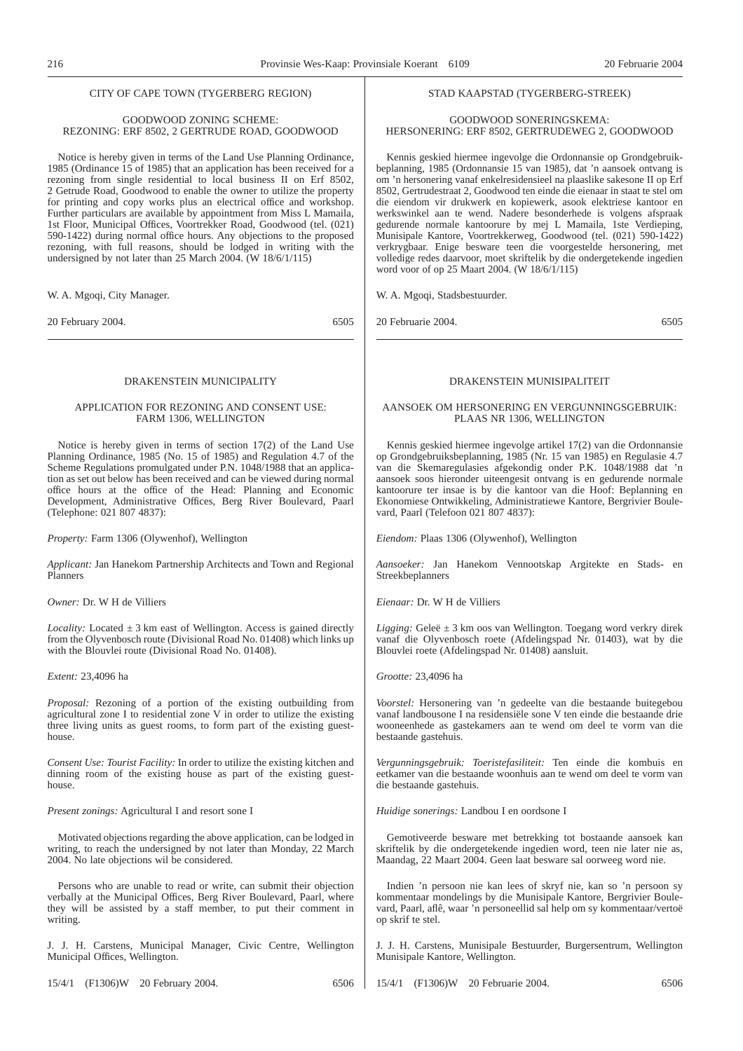CITY OF CAPE TOWN (TYGERBERG REGION)

GOODWOOD ZONING SCHEME:
REZONING: ERF 8502, 2 GERTRUDE ROAD, GOODWOOD

Notice is hereby given in terms of the Land Use Planning Ordinance, 1985 (Ordinance 15 of 1985) that an application has been received for a rezoning from single residential to local business II on Erf 8502, 2 Getrude Road, Goodwood to enable the owner to utilize the property for printing and copy works plus an electrical office and workshop. Further particulars are available by appointment from Miss L Mamaila, 1st Floor, Municipal Offices, Voortrekker Road, Goodwood (tel. (021) 590-1422) during normal office hours. Any objections to the proposed rezoning, with full reasons, should be lodged in writing with the undersigned by not later than 25 March 2004. (W 18/6/1/115)

W. A. Mgoqi, City Manager.

20 February 2004. 6505

---

STAD KAAPSTAD (TYGERBERG-STREEK)

GOODWOOD SONERINGSKEMA:
HERSONERING: ERF 8502, GERTRUDEWEG 2, GOODWOOD

Kennis geskied hiermee ingevolge die Ordonnansie op Grondgebruikbeplanning, 1985 (Ordonnansie 15 van 1985), dat 'n aansoek ontvang is om 'n hersonering vanaf enkelresidensieel na plaaslike sakesone II op Erf 8502, Gertrudestraat 2, Goodwood ten einde die eienaar in staat te stel om die eiendom vir drukwerk en kopiewerk, asook elektriese kantoor en werkswinkel aan te wend. Nadere besonderhede is volgens afspraak gedurende normale kantoorure by mej L Mamaila, 1ste Verdieping, Munisipale Kantore, Voortrekkerweg, Goodwood (tel. (021) 590-1422) verkrygbaar. Enige besware teen die voorgestelde hersonering, met volledige redes daarvoor, moet skriftelik by die ondergetekende ingedien word voor of op 25 Maart 2004. (W 18/6/1/115)

W. A. Mgoqi, Stadsbestuurder.

20 Februarie 2004. 6505

---

DRAKENSTEIN MUNICIPALITY

APPLICATION FOR REZONING AND CONSENT USE:
FARM 1306, WELLINGTON

Notice is hereby given in terms of section 17(2) of the Land Use Planning Ordinance, 1985 (No. 15 of 1985) and Regulation 4.7 of the Scheme Regulations promulgated under P.N. 1048/1988 that an application as set out below has been received and can be viewed during normal office hours at the office of the Head: Planning and Economic Development, Administrative Offices, Berg River Boulevard, Paarl (Telephone: 021 807 4837):

*Property:* Farm 1306 (Olywenhof), Wellington

*Applicant:* Jan Hanekom Partnership Architects and Town and Regional Planners

*Owner:* Dr. W H de Villiers

*Locality:* Located ± 3 km east of Wellington. Access is gained directly from the Olyvenbosch route (Divisional Road No. 01408) which links up with the Blouvlei route (Divisional Road No. 01408).

*Extent:* 23,4096 ha

*Proposal:* Rezoning of a portion of the existing outbuilding from agricultural zone I to residential zone V in order to utilize the existing three living units as guest rooms, to form part of the existing guesthouse.

*Consent Use: Tourist Facility:* In order to utilize the existing kitchen and dinning room of the existing house as part of the existing guesthouse.

*Present zonings:* Agricultural I and resort sone I

Motivated objections regarding the above application, can be lodged in writing, to reach the undersigned by not later than Monday, 22 March 2004. No late objections wil be considered.

Persons who are unable to read or write, can submit their objection verbally at the Municipal Offices, Berg River Boulevard, Paarl, where they will be assisted by a staff member, to put their comment in writing.

J. J. H. Carstens, Municipal Manager, Civic Centre, Wellington Municipal Offices, Wellington.

15/4/1 (F1306)W 20 February 2004. 6506

---

DRAKENSTEIN MUNISIPALITEIT

AANSOEK OM HERSONERING EN VERGUNNINGSGEBRUIK:
PLAAS NR 1306, WELLINGTON

Kennis geskied hiermee ingevolge artikel 17(2) van die Ordonnansie op Grondgebruiksbeplanning, 1985 (Nr. 15 van 1985) en Regulasie 4.7 van die Skemaregulasies afgekondig onder P.K. 1048/1988 dat 'n aansoek soos hieronder uiteengesit ontvang is en gedurende normale kantoorure ter insae is by die kantoor van die Hoof: Beplanning en Ekonomiese Ontwikkeling, Administratiewe Kantore, Bergrivier Boulevard, Paarl (Telefoon 021 807 4837):

*Eiendom:* Plaas 1306 (Olywenhof), Wellington

*Aansoeker:* Jan Hanekom Vennootskap Argitekte en Stads- en Streekbeplanners

*Eienaar:* Dr. W H de Villiers

*Ligging:* Geleë ± 3 km oos van Wellington. Toegang word verkry direk vanaf die Olyvenbosch roete (Afdelingspad Nr. 01403), wat by die Blouvlei roete (Afdelingspad Nr. 01408) aansluit.

*Grootte:* 23,4096 ha

*Voorstel:* Hersonering van 'n gedeelte van die bestaande buitegebou vanaf landbousone I na residensiële sone V ten einde die bestaande drie wooneenhede as gastekamers aan te wend om deel te vorm van die bestaande gastehuis.

*Vergunningsgebruik: Toeristefasiliteit:* Ten einde die kombuis en eetkamer van die bestaande woonhuis aan te wend om deel te vorm van die bestaande gastehuis.

*Huidige sonerings:* Landbou I en oordsone I

Gemotiveerde besware met betrekking tot bostaande aansoek kan skriftelik by die ondergetekende ingedien word, teen nie later nie as, Maandag, 22 Maart 2004. Geen laat besware sal oorweeg word nie.

Indien 'n persoon nie kan lees of skryf nie, kan so 'n persoon sy kommentaar mondelings by die Munisipale Kantore, Bergrivier Boulevard, Paarl, aflê, waar 'n personeellid sal help om sy kommentaar/vertoë op skrif te stel.

J. J. H. Carstens, Munisipale Bestuurder, Burgersentrum, Wellington Munisipale Kantore, Wellington.

15/4/1 (F1306)W 20 Februarie 2004. 6506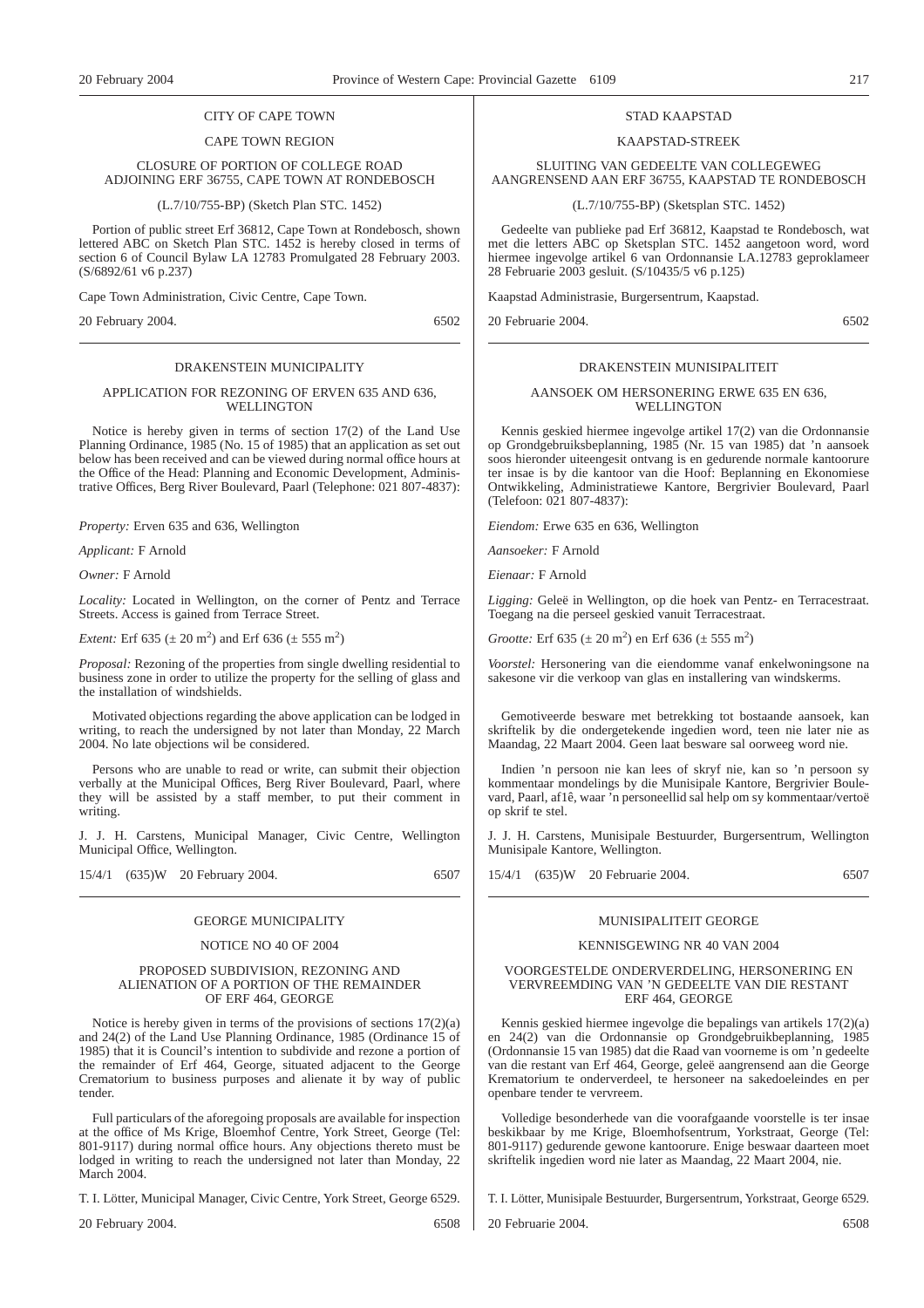CITY OF CAPE TOWN

CAPE TOWN REGION

CLOSURE OF PORTION OF COLLEGE ROAD ADJOINING ERF 36755, CAPE TOWN AT RONDEBOSCH

(L.7/10/755-BP) (Sketch Plan STC. 1452)

Portion of public street Erf 36812, Cape Town at Rondebosch, shown lettered ABC on Sketch Plan STC. 1452 is hereby closed in terms of section 6 of Council Bylaw LA 12783 Promulgated 28 February 2003. (S/6892/61 v6 p.237)

Cape Town Administration, Civic Centre, Cape Town.

20 February 2004. 6502

---

DRAKENSTEIN MUNICIPALITY

APPLICATION FOR REZONING OF ERVEN 635 AND 636, WELLINGTON

Notice is hereby given in terms of section 17(2) of the Land Use Planning Ordinance, 1985 (No. 15 of 1985) that an application as set out below has been received and can be viewed during normal office hours at the Office of the Head: Planning and Economic Development, Administrative Offices, Berg River Boulevard, Paarl (Telephone: 021 807-4837):

*Property:* Erven 635 and 636, Wellington

*Applicant:* F Arnold

*Owner:* F Arnold

*Locality:* Located in Wellington, on the corner of Pentz and Terrace Streets. Access is gained from Terrace Street.

*Extent:* Erf 635 (± 20 $m^2$) and Erf 636 (± 555 $m^2$)

*Proposal:* Rezoning of the properties from single dwelling residential to business zone in order to utilize the property for the selling of glass and the installation of windshields.

Motivated objections regarding the above application can be lodged in writing, to reach the undersigned by not later than Monday, 22 March 2004. No late objections wil be considered.

Persons who are unable to read or write, can submit their objection verbally at the Municipal Offices, Berg River Boulevard, Paarl, where they will be assisted by a staff member, to put their comment in writing.

J. J. H. Carstens, Municipal Manager, Civic Centre, Wellington Municipal Office, Wellington.

15/4/1 (635)W 20 February 2004. 6507

---

GEORGE MUNICIPALITY

NOTICE NO 40 OF 2004

PROPOSED SUBDIVISION, REZONING AND ALIENATION OF A PORTION OF THE REMAINDER OF ERF 464, GEORGE

Notice is hereby given in terms of the provisions of sections 17(2)(a) and 24(2) of the Land Use Planning Ordinance, 1985 (Ordinance 15 of 1985) that it is Council's intention to subdivide and rezone a portion of the remainder of Erf 464, George, situated adjacent to the George Crematorium to business purposes and alienate it by way of public tender.

Full particulars of the aforegoing proposals are available for inspection at the office of Ms Krige, Bloemhof Centre, York Street, George (Tel: 801-9117) during normal office hours. Any objections thereto must be lodged in writing to reach the undersigned not later than Monday, 22 March 2004.

T. I. Lötter, Municipal Manager, Civic Centre, York Street, George 6529.

20 February 2004. 6508

---

STAD KAAPSTAD

KAAPSTAD-STREEK

SLUITING VAN GEDEELTE VAN COLLEGEWEG AANGRENSEND AAN ERF 36755, KAAPSTAD TE RONDEBOSCH

(L.7/10/755-BP) (Sketsplan STC. 1452)

Gedeelte van publieke pad Erf 36812, Kaapstad te Rondebosch, wat met die letters ABC op Sketsplan STC. 1452 aangetoon word, word hiermee ingevolge artikel 6 van Ordonnansie LA.12783 geproklameer 28 Februarie 2003 gesluit. (S/10435/5 v6 p.125)

Kaapstad Administrasie, Burgersentrum, Kaapstad.

20 Februarie 2004. 6502

---

DRAKENSTEIN MUNISIPALITEIT

AANSOEK OM HERSONERING ERWE 635 EN 636, WELLINGTON

Kennis geskied hiermee ingevolge artikel 17(2) van die Ordonnansie op Grondgebruiksbeplanning, 1985 (Nr. 15 van 1985) dat 'n aansoek soos hieronder uiteengesit ontvang is en gedurende normale kantoorure ter insae is by die kantoor van die Hoof: Beplanning en Ekonomiese Ontwikkeling, Administratiewe Kantore, Bergrivier Boulevard, Paarl (Telefoon: 021 807-4837):

*Eiendom:* Erwe 635 en 636, Wellington

*Aansoeker:* F Arnold

*Eienaar:* F Arnold

*Ligging:* Geleë in Wellington, op die hoek van Pentz- en Terracestraat. Toegang na die perseel geskied vanuit Terracestraat.

*Grootte:* Erf 635 (± 20 $m^2$) en Erf 636 (± 555 $m^2$)

*Voorstel:* Hersonering van die eiendomme vanaf enkelwoningsone na sakesone vir die verkoop van glas en installering van windskerms.

Gemotiveerde besware met betrekking tot bostaande aansoek, kan skriftelik by die ondergetekende ingedien word, teen nie later nie as Maandag, 22 Maart 2004. Geen laat besware sal oorweeg word nie.

Indien 'n persoon nie kan lees of skryf nie, kan so 'n persoon sy kommentaar mondelings by die Munisipale Kantore, Bergrivier Boulevard, Paarl, af1ê, waar 'n personeellid sal help om sy kommentaar/vertoë op skrif te stel.

J. J. H. Carstens, Munisipale Bestuurder, Burgersentrum, Wellington Munisipale Kantore, Wellington.

15/4/1 (635)W 20 Februarie 2004. 6507

---

MUNISIPALITEIT GEORGE

KENNISGEWING NR 40 VAN 2004

VOORGESTELDE ONDERVERDELING, HERSONERING EN VERVREEMDING VAN 'N GEDEELTE VAN DIE RESTANT ERF 464, GEORGE

Kennis geskied hiermee ingevolge die bepalings van artikels 17(2)(a) en 24(2) van die Ordonnansie op Grondgebruikbeplanning, 1985 (Ordonnansie 15 van 1985) dat die Raad van voorneme is om 'n gedeelte van die restant van Erf 464, George, geleë aangrensend aan die George Krematorium te onderverdeel, te hersoneer na sakedoeleindes en per openbare tender te vervreem.

Volledige besonderhede van die voorafgaande voorstelle is ter insae beskikbaar by me Krige, Bloemhofsentrum, Yorkstraat, George (Tel: 801-9117) gedurende gewone kantoorure. Enige beswaar daarteen moet skriftelik ingedien word nie later as Maandag, 22 Maart 2004, nie.

T. I. Lötter, Munisipale Bestuurder, Burgersentrum, Yorkstraat, George 6529.

20 Februarie 2004. 6508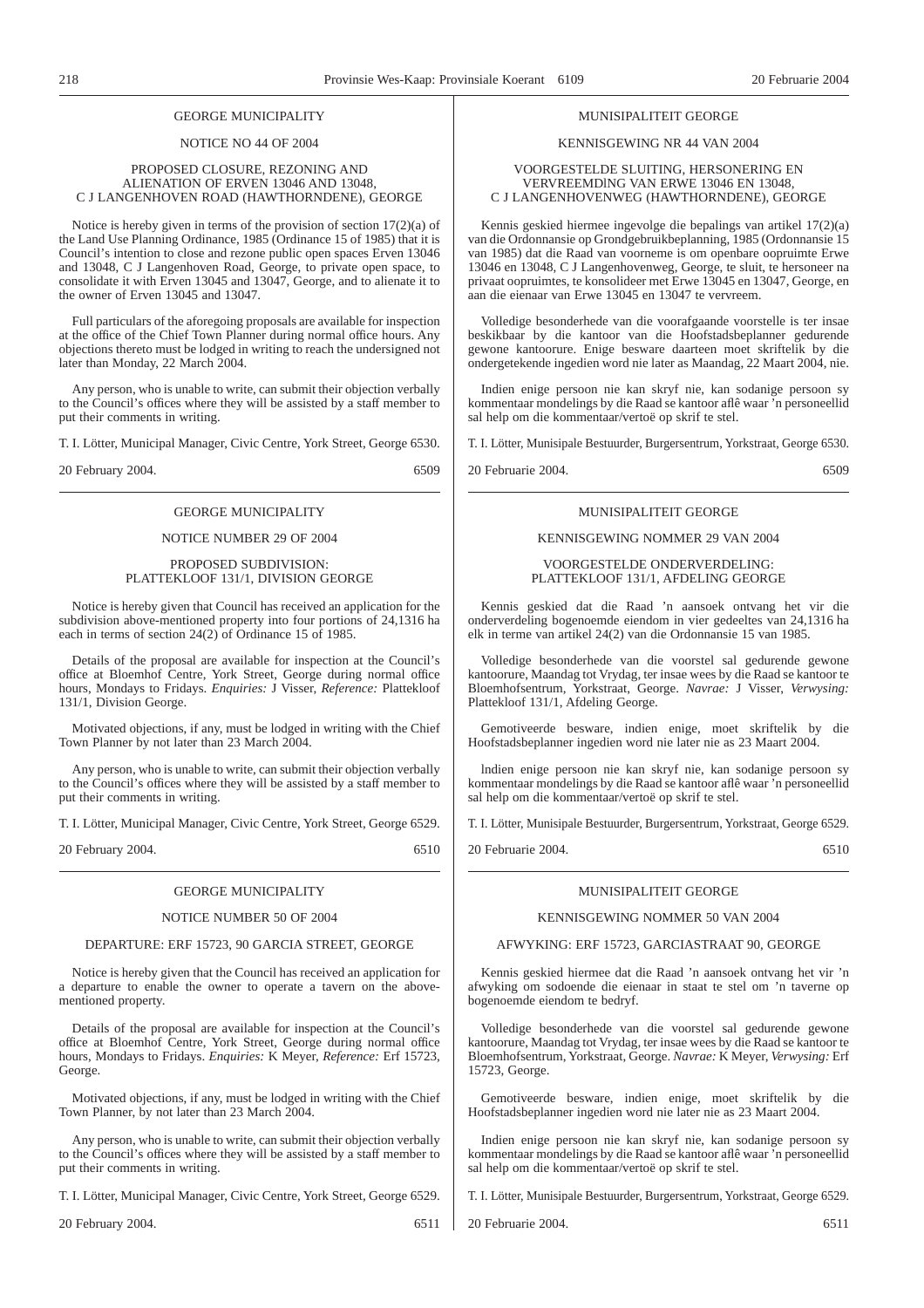## GEORGE MUNICIPALITY

NOTICE NO 44 OF 2004

PROPOSED CLOSURE, REZONING AND ALIENATION OF ERVEN 13046 AND 13048, C J LANGENHOVEN ROAD (HAWTHORNDENE), GEORGE

Notice is hereby given in terms of the provision of section 17(2)(a) of the Land Use Planning Ordinance, 1985 (Ordinance 15 of 1985) that it is Council's intention to close and rezone public open spaces Erven 13046 and 13048, C J Langenhoven Road, George, to private open space, to consolidate it with Erven 13045 and 13047, George, and to alienate it to the owner of Erven 13045 and 13047.

Full particulars of the aforegoing proposals are available for inspection at the office of the Chief Town Planner during normal office hours. Any objections thereto must be lodged in writing to reach the undersigned not later than Monday, 22 March 2004.

Any person, who is unable to write, can submit their objection verbally to the Council's offices where they will be assisted by a staff member to put their comments in writing.

T. I. Lötter, Municipal Manager, Civic Centre, York Street, George 6530.

20 February 2004. 6509

## MUNISIPALITEIT GEORGE

KENNISGEWING NR 44 VAN 2004

VOORGESTELDE SLUITING, HERSONERING EN VERVREEMDING VAN ERWE 13046 EN 13048, C J LANGENHOVENWEG (HAWTHORNDENE), GEORGE

Kennis geskied hiermee ingevolge die bepalings van artikel 17(2)(a) van die Ordonnansie op Grondgebruikbeplanning, 1985 (Ordonnansie 15 van 1985) dat die Raad van voorneme is om openbare oopruimte Erwe 13046 en 13048, C J Langenhovenweg, George, te sluit, te hersoneer na privaat oopruimtes, te konsolideer met Erwe 13045 en 13047, George, en aan die eienaar van Erwe 13045 en 13047 te vervreem.

Volledige besonderhede van die voorafgaande voorstelle is ter insae beskikbaar by die kantoor van die Hoofstadsbeplanner gedurende gewone kantoorure. Enige besware daarteen moet skriftelik by die ondergetekende ingedien word nie later as Maandag, 22 Maart 2004, nie.

Indien enige persoon nie kan skryf nie, kan sodanige persoon sy kommentaar mondelings by die Raad se kantoor aflê waar 'n personeellid sal help om die kommentaar/vertoë op skrif te stel.

T. I. Lötter, Munisipale Bestuurder, Burgersentrum, Yorkstraat, George 6530.

20 Februarie 2004. 6509

## GEORGE MUNICIPALITY

NOTICE NUMBER 29 OF 2004

PROPOSED SUBDIVISION: PLATTEKLOOF 131/1, DIVISION GEORGE

Notice is hereby given that Council has received an application for the subdivision above-mentioned property into four portions of 24,1316 ha each in terms of section 24(2) of Ordinance 15 of 1985.

Details of the proposal are available for inspection at the Council's office at Bloemhof Centre, York Street, George during normal office hours, Mondays to Fridays. *Enquiries:* J Visser, *Reference:* Plattekloof 131/1, Division George.

Motivated objections, if any, must be lodged in writing with the Chief Town Planner by not later than 23 March 2004.

Any person, who is unable to write, can submit their objection verbally to the Council's offices where they will be assisted by a staff member to put their comments in writing.

T. I. Lötter, Municipal Manager, Civic Centre, York Street, George 6529.

20 February 2004. 6510

## MUNISIPALITEIT GEORGE

KENNISGEWING NOMMER 29 VAN 2004

VOORGESTELDE ONDERVERDELING: PLATTEKLOOF 131/1, AFDELING GEORGE

Kennis geskied dat die Raad 'n aansoek ontvang het vir die onderverdeling bogenoemde eiendom in vier gedeeltes van 24,1316 ha elk in terme van artikel 24(2) van die Ordonnansie 15 van 1985.

Volledige besonderhede van die voorstel sal gedurende gewone kantoorure, Maandag tot Vrydag, ter insae wees by die Raad se kantoor te Bloemhofsentrum, Yorkstraat, George. *Navrae:* J Visser, *Verwysing:* Plattekloof 131/1, Afdeling George.

Gemotiveerde besware, indien enige, moet skriftelik by die Hoofstadsbeplanner ingedien word nie later nie as 23 Maart 2004.

Indien enige persoon nie kan skryf nie, kan sodanige persoon sy kommentaar mondelings by die Raad se kantoor aflê waar 'n personeellid sal help om die kommentaar/vertoë op skrif te stel.

T. I. Lötter, Munisipale Bestuurder, Burgersentrum, Yorkstraat, George 6529.

20 Februarie 2004. 6510

## GEORGE MUNICIPALITY

NOTICE NUMBER 50 OF 2004

DEPARTURE: ERF 15723, 90 GARCIA STREET, GEORGE

Notice is hereby given that the Council has received an application for a departure to enable the owner to operate a tavern on the above-mentioned property.

Details of the proposal are available for inspection at the Council's office at Bloemhof Centre, York Street, George during normal office hours, Mondays to Fridays. *Enquiries:* K Meyer, *Reference:* Erf 15723, George.

Motivated objections, if any, must be lodged in writing with the Chief Town Planner, by not later than 23 March 2004.

Any person, who is unable to write, can submit their objection verbally to the Council's offices where they will be assisted by a staff member to put their comments in writing.

T. I. Lötter, Municipal Manager, Civic Centre, York Street, George 6529.

20 February 2004. 6511

## MUNISIPALITEIT GEORGE

KENNISGEWING NOMMER 50 VAN 2004

AFWYKING: ERF 15723, GARCIASTRAAT 90, GEORGE

Kennis geskied hiermee dat die Raad 'n aansoek ontvang het vir 'n afwyking om sodoende die eienaar in staat te stel om 'n taverne op bogenoemde eiendom te bedryf.

Volledige besonderhede van die voorstel sal gedurende gewone kantoorure, Maandag tot Vrydag, ter insae wees by die Raad se kantoor te Bloemhofsentrum, Yorkstraat, George. *Navrae:* K Meyer, *Verwysing:* Erf 15723, George.

Gemotiveerde besware, indien enige, moet skriftelik by die Hoofstadsbeplanner ingedien word nie later nie as 23 Maart 2004.

Indien enige persoon nie kan skryf nie, kan sodanige persoon sy kommentaar mondelings by die Raad se kantoor aflê waar 'n personeellid sal help om die kommentaar/vertoë op skrif te stel.

T. I. Lötter, Munisipale Bestuurder, Burgersentrum, Yorkstraat, George 6529.

20 Februarie 2004. 6511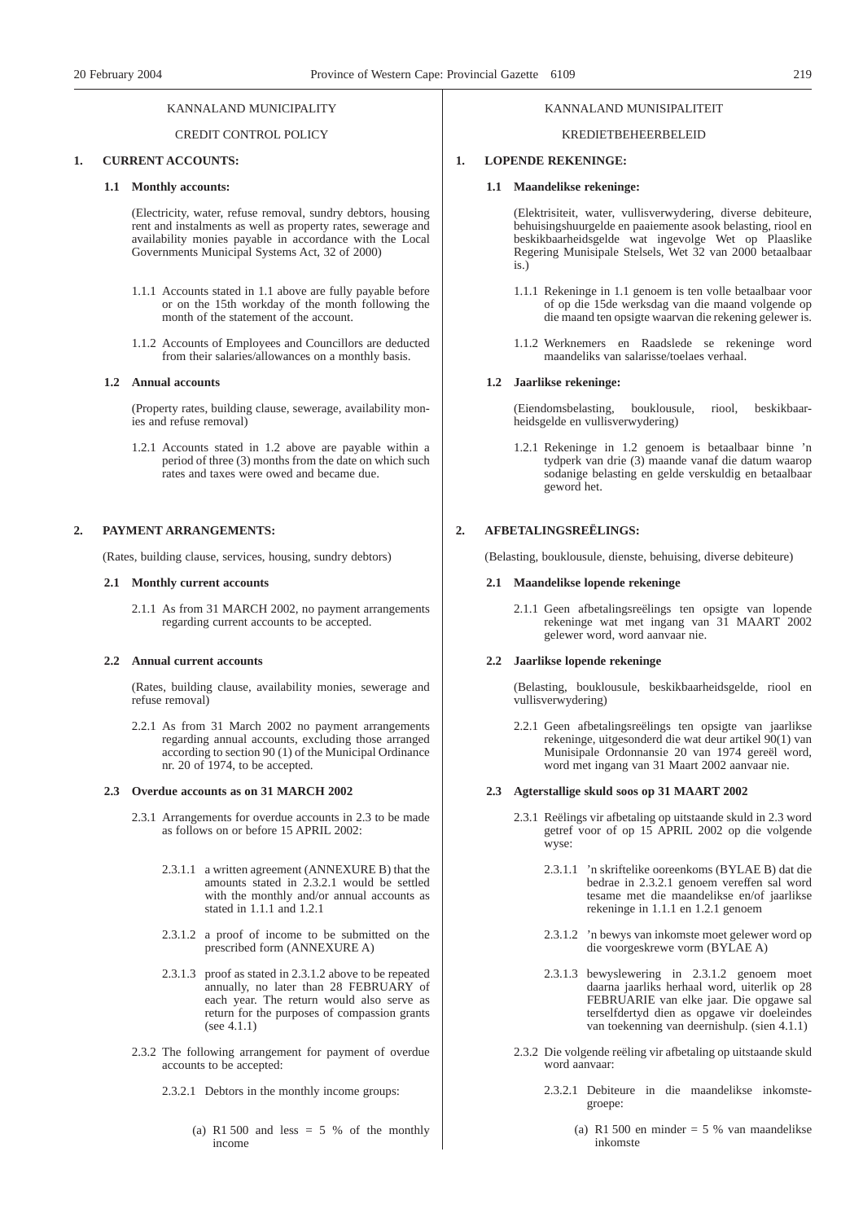KANNALAND MUNICIPALITY

CREDIT CONTROL POLICY

**1. CURRENT ACCOUNTS:**

**1.1 Monthly accounts:**

(Electricity, water, refuse removal, sundry debtors, housing rent and instalments as well as property rates, sewerage and availability monies payable in accordance with the Local Governments Municipal Systems Act, 32 of 2000)

1.1.1 Accounts stated in 1.1 above are fully payable before or on the 15th workday of the month following the month of the statement of the account.

1.1.2 Accounts of Employees and Councillors are deducted from their salaries/allowances on a monthly basis.

**1.2 Annual accounts**

(Property rates, building clause, sewerage, availability monies and refuse removal)

1.2.1 Accounts stated in 1.2 above are payable within a period of three (3) months from the date on which such rates and taxes were owed and became due.

**2. PAYMENT ARRANGEMENTS:**

(Rates, building clause, services, housing, sundry debtors)

**2.1 Monthly current accounts**

2.1.1 As from 31 MARCH 2002, no payment arrangements regarding current accounts to be accepted.

**2.2 Annual current accounts**

(Rates, building clause, availability monies, sewerage and refuse removal)

2.2.1 As from 31 March 2002 no payment arrangements regarding annual accounts, excluding those arranged according to section 90 (1) of the Municipal Ordinance nr. 20 of 1974, to be accepted.

**2.3 Overdue accounts as on 31 MARCH 2002**

2.3.1 Arrangements for overdue accounts in 2.3 to be made as follows on or before 15 APRIL 2002:

2.3.1.1 a written agreement (ANNEXURE B) that the amounts stated in 2.3.2.1 would be settled with the monthly and/or annual accounts as stated in 1.1.1 and 1.2.1

2.3.1.2 a proof of income to be submitted on the prescribed form (ANNEXURE A)

2.3.1.3 proof as stated in 2.3.1.2 above to be repeated annually, no later than 28 FEBRUARY of each year. The return would also serve as return for the purposes of compassion grants (see 4.1.1)

2.3.2 The following arrangement for payment of overdue accounts to be accepted:

2.3.2.1 Debtors in the monthly income groups:

(a) R1 500 and less = 5 % of the monthly income

KANNALAND MUNISIPALITEIT

KREDIETBEHEERBELEID

**1. LOPENDE REKENINGE:**

**1.1 Maandelikse rekeninge:**

(Elektrisiteit, water, vullisverwydering, diverse debiteure, behuisingshuurgelde en paaiemente asook belasting, riool en beskikbaarheidsgelde wat ingevolge Wet op Plaaslike Regering Munisipale Stelsels, Wet 32 van 2000 betaalbaar is.)

1.1.1 Rekeninge in 1.1 genoem is ten volle betaalbaar voor of op die 15de werksdag van die maand volgende op die maand ten opsigte waarvan die rekening gelewer is.

1.1.2 Werknemers en Raadslede se rekeninge word maandeliks van salarisse/toelaes verhaal.

**1.2 Jaarlikse rekeninge:**

(Eiendomsbelasting, bouklousule, riool, beskikbaarheidsgelde en vullisverwydering)

1.2.1 Rekeninge in 1.2 genoem is betaalbaar binne 'n tydperk van drie (3) maande vanaf die datum waarop sodanige belasting en gelde verskuldig en betaalbaar geword het.

**2. AFBETALINGSREËLINGS:**

(Belasting, bouklousule, dienste, behuising, diverse debiteure)

**2.1 Maandelikse lopende rekeninge**

2.1.1 Geen afbetalingsreëlings ten opsigte van lopende rekeninge wat met ingang van 31 MAART 2002 gelewer word, word aanvaar nie.

**2.2 Jaarlikse lopende rekeninge**

(Belasting, bouklousule, beskikbaarheidsgelde, riool en vullisverwydering)

2.2.1 Geen afbetalingsreëlings ten opsigte van jaarlikse rekeninge, uitgesonderd die wat deur artikel 90(1) van Munisipale Ordonnansie 20 van 1974 gereël word, word met ingang van 31 Maart 2002 aanvaar nie.

**2.3 Agterstallige skuld soos op 31 MAART 2002**

2.3.1 Reëlings vir afbetaling op uitstaande skuld in 2.3 word getref voor of op 15 APRIL 2002 op die volgende wyse:

2.3.1.1 'n skriftelike ooreenkoms (BYLAE B) dat die bedrae in 2.3.2.1 genoem vereffen sal word tesame met die maandelikse en/of jaarlikse rekeninge in 1.1.1 en 1.2.1 genoem

2.3.1.2 'n bewys van inkomste moet gelewer word op die voorgeskrewe vorm (BYLAE A)

2.3.1.3 bewyslewering in 2.3.1.2 genoem moet daarna jaarliks herhaal word, uiterlik op 28 FEBRUARIE van elke jaar. Die opgawe sal terselfdertyd dien as opgawe vir doeleindes van toekenning van deernishulp. (sien 4.1.1)

2.3.2 Die volgende reëling vir afbetaling op uitstaande skuld word aanvaar:

2.3.2.1 Debiteure in die maandelikse inkomstegroepe:

(a) R1 500 en minder = 5 % van maandelikse inkomste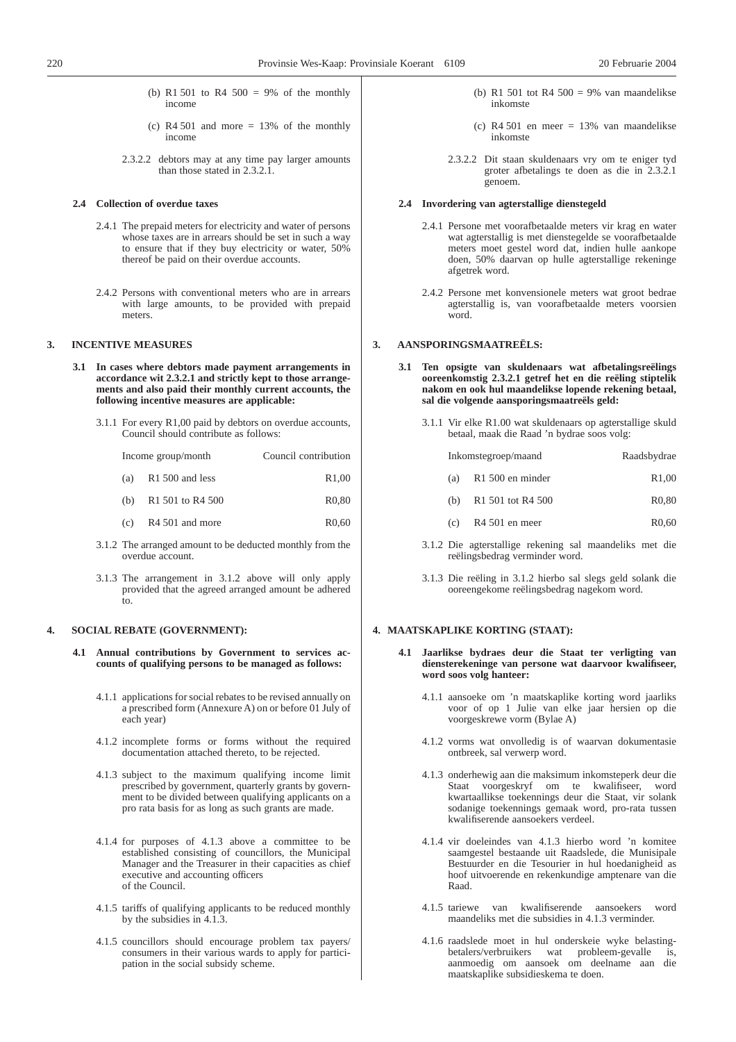(b) R1 501 to R4 500 = 9% of the monthly income

(c) R4 501 and more = 13% of the monthly income

2.3.2.2 debtors may at any time pay larger amounts than those stated in 2.3.2.1.

**2.4 Collection of overdue taxes**

2.4.1 The prepaid meters for electricity and water of persons whose taxes are in arrears should be set in such a way to ensure that if they buy electricity or water, 50% thereof be paid on their overdue accounts.

2.4.2 Persons with conventional meters who are in arrears with large amounts, to be provided with prepaid meters.

## 3. INCENTIVE MEASURES

**3.1 In cases where debtors made payment arrangements in accordance wit 2.3.2.1 and strictly kept to those arrangements and also paid their monthly current accounts, the following incentive measures are applicable:**

3.1.1 For every R1,00 paid by debtors on overdue accounts, Council should contribute as follows:

| Income group/month | Council contribution |
|---|---|
| (a) R1 500 and less | R1,00 |
| (b) R1 501 to R4 500 | R0,80 |
| (c) R4 501 and more | R0,60 |

3.1.2 The arranged amount to be deducted monthly from the overdue account.

3.1.3 The arrangement in 3.1.2 above will only apply provided that the agreed arranged amount be adhered to.

## 4. SOCIAL REBATE (GOVERNMENT):

**4.1 Annual contributions by Government to services accounts of qualifying persons to be managed as follows:**

4.1.1 applications for social rebates to be revised annually on a prescribed form (Annexure A) on or before 01 July of each year)

4.1.2 incomplete forms or forms without the required documentation attached thereto, to be rejected.

4.1.3 subject to the maximum qualifying income limit prescribed by government, quarterly grants by government to be divided between qualifying applicants on a pro rata basis for as long as such grants are made.

4.1.4 for purposes of 4.1.3 above a committee to be established consisting of councillors, the Municipal Manager and the Treasurer in their capacities as chief executive and accounting officers of the Council.

4.1.5 tariffs of qualifying applicants to be reduced monthly by the subsidies in 4.1.3.

4.1.5 councillors should encourage problem tax payers/consumers in their various wards to apply for participation in the social subsidy scheme.

(b) R1 501 tot R4 500 = 9% van maandelikse inkomste

(c) R4 501 en meer = 13% van maandelikse inkomste

2.3.2.2 Dit staan skuldenaars vry om te eniger tyd groter afbetalings te doen as die in 2.3.2.1 genoem.

**2.4 Invordering van agterstallige dienstegeld**

2.4.1 Persone met voorafbetaalde meters vir krag en water wat agterstallig is met dienstegelde se voorafbetaalde meters moet gestel word dat, indien hulle aankope doen, 50% daarvan op hulle agterstallige rekeninge afgetrek word.

2.4.2 Persone met konvensionele meters wat groot bedrae agterstallig is, van voorafbetaalde meters voorsien word.

## 3. AANSPORINGSMAATREËLS:

**3.1 Ten opsigte van skuldenaars wat afbetalingsreëlings ooreenkomstig 2.3.2.1 getref het en die reëling stiptelik nakom en ook hul maandelikse lopende rekening betaal, sal die volgende aansporingsmaatreëls geld:**

3.1.1 Vir elke R1.00 wat skuldenaars op agterstallige skuld betaal, maak die Raad 'n bydrae soos volg:

| Inkomstegroep/maand | Raadsbydrae |
|---|---|
| (a) R1 500 en minder | R1,00 |
| (b) R1 501 tot R4 500 | R0,80 |
| (c) R4 501 en meer | R0,60 |

3.1.2 Die agterstallige rekening sal maandeliks met die reëlingsbedrag verminder word.

3.1.3 Die reëling in 3.1.2 hierbo sal slegs geld solank die ooreengekome reëlingsbedrag nagekom word.

## 4. MAATSKAPLIKE KORTING (STAAT):

**4.1 Jaarlikse bydraes deur die Staat ter verligting van diensterekeninge van persone wat daarvoor kwalifiseer, word soos volg hanteer:**

4.1.1 aansoeke om 'n maatskaplike korting word jaarliks voor of op 1 Julie van elke jaar hersien op die voorgeskrewe vorm (Bylae A)

4.1.2 vorms wat onvolledig is of waarvan dokumentasie ontbreek, sal verwerp word.

4.1.3 onderhewig aan die maksimum inkomsteperk deur die Staat voorgeskryf om te kwalifiseer, word kwartaallikse toekennings deur die Staat, vir solank sodanige toekennings gemaak word, pro-rata tussen kwalifiserende aansoekers verdeel.

4.1.4 vir doeleindes van 4.1.3 hierbo word 'n komitee saamgestel bestaande uit Raadslede, die Munisipale Bestuurder en die Tesourier in hul hoedanigheid as hoof uitvoerende en rekenkundige amptenare van die Raad.

4.1.5 tariewe van kwalifiserende aansoekers word maandeliks met die subsidies in 4.1.3 verminder.

4.1.6 raadslede moet in hul onderskeie wyke belastingbetalers/verbruikers wat probleem-gevalle is, aanmoedig om aansoek om deelname aan die maatskaplike subsidieskema te doen.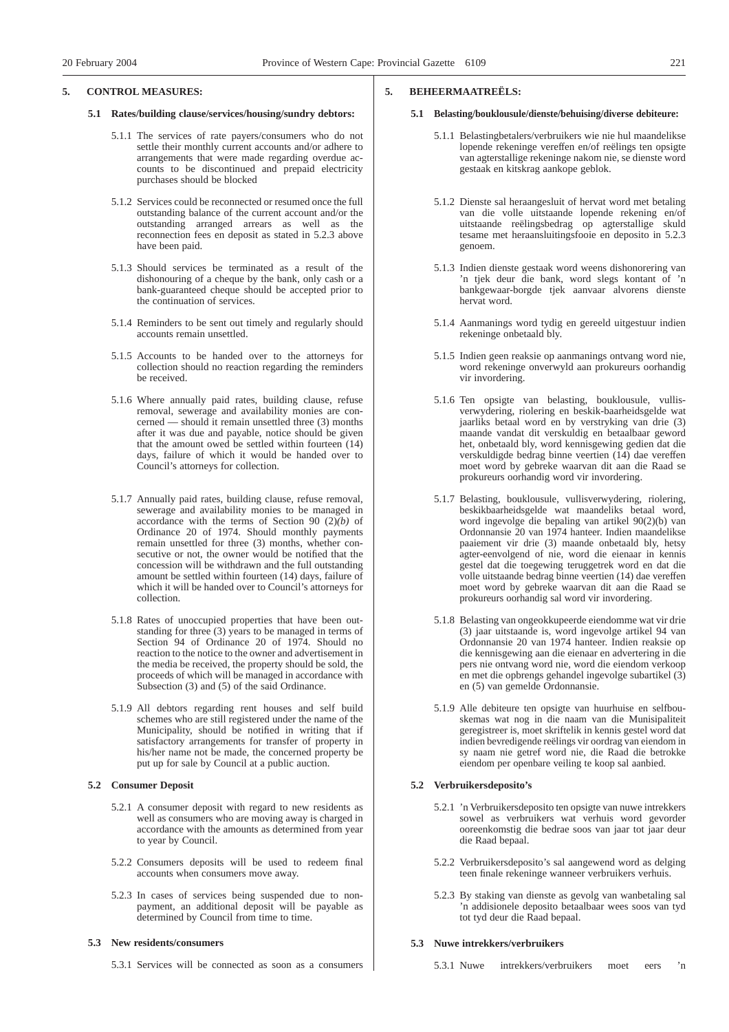## 5. CONTROL MEASURES:

### 5.1 Rates/building clause/services/housing/sundry debtors:

5.1.1 The services of rate payers/consumers who do not settle their monthly current accounts and/or adhere to arrangements that were made regarding overdue accounts to be discontinued and prepaid electricity purchases should be blocked

5.1.2 Services could be reconnected or resumed once the full outstanding balance of the current account and/or the outstanding arranged arrears as well as the reconnection fees en deposit as stated in 5.2.3 above have been paid.

5.1.3 Should services be terminated as a result of the dishonouring of a cheque by the bank, only cash or a bank-guaranteed cheque should be accepted prior to the continuation of services.

5.1.4 Reminders to be sent out timely and regularly should accounts remain unsettled.

5.1.5 Accounts to be handed over to the attorneys for collection should no reaction regarding the reminders be received.

5.1.6 Where annually paid rates, building clause, refuse removal, sewerage and availability monies are concerned — should it remain unsettled three (3) months after it was due and payable, notice should be given that the amount owed be settled within fourteen (14) days, failure of which it would be handed over to Council's attorneys for collection.

5.1.7 Annually paid rates, building clause, refuse removal, sewerage and availability monies to be managed in accordance with the terms of Section 90 (2)*(b)* of Ordinance 20 of 1974. Should monthly payments remain unsettled for three (3) months, whether consecutive or not, the owner would be notified that the concession will be withdrawn and the full outstanding amount be settled within fourteen (14) days, failure of which it will be handed over to Council's attorneys for collection.

5.1.8 Rates of unoccupied properties that have been outstanding for three (3) years to be managed in terms of Section 94 of Ordinance 20 of 1974. Should no reaction to the notice to the owner and advertisement in the media be received, the property should be sold, the proceeds of which will be managed in accordance with Subsection (3) and (5) of the said Ordinance.

5.1.9 All debtors regarding rent houses and self build schemes who are still registered under the name of the Municipality, should be notified in writing that if satisfactory arrangements for transfer of property in his/her name not be made, the concerned property be put up for sale by Council at a public auction.

### 5.2 Consumer Deposit

5.2.1 A consumer deposit with regard to new residents as well as consumers who are moving away is charged in accordance with the amounts as determined from year to year by Council.

5.2.2 Consumers deposits will be used to redeem final accounts when consumers move away.

5.2.3 In cases of services being suspended due to non-payment, an additional deposit will be payable as determined by Council from time to time.

### 5.3 New residents/consumers

5.3.1 Services will be connected as soon as a consumers

## 5. BEHEERMAATREËLS:

### 5.1 Belasting/bouklousule/dienste/behuising/diverse debiteure:

5.1.1 Belastingbetalers/verbruikers wie nie hul maandelikse lopende rekeninge vereffen en/of reëlings ten opsigte van agterstallige rekeninge nakom nie, se dienste word gestaak en kitskrag aankope geblok.

5.1.2 Dienste sal heraangesluit of hervat word met betaling van die volle uitstaande lopende rekening en/of uitstaande reëlingsbedrag op agterstallige skuld tesame met heraansluitingsfooie en deposito in 5.2.3 genoem.

5.1.3 Indien dienste gestaak word weens dishonorering van 'n tjek deur die bank, word slegs kontant of 'n bankgewaar-borgde tjek aanvaar alvorens dienste hervat word.

5.1.4 Aanmanings word tydig en gereeld uitgestuur indien rekeninge onbetaald bly.

5.1.5 Indien geen reaksie op aanmanings ontvang word nie, word rekeninge onverwyld aan prokureurs oorhandig vir invordering.

5.1.6 Ten opsigte van belasting, bouklousule, vullisverwydering, riolering en beskik-baarheidsgelde wat jaarliks betaal word en by verstryking van drie (3) maande vandat dit verskuldig en betaalbaar geword het, onbetaald bly, word kennisgewing gedien dat die verskuldigde bedrag binne veertien (14) dae vereffen moet word by gebreke waarvan dit aan die Raad se prokureurs oorhandig word vir invordering.

5.1.7 Belasting, bouklousule, vullisverwydering, riolering, beskikbaarheidsgelde wat maandeliks betaal word, word ingevolge die bepaling van artikel 90(2)(b) van Ordonnansie 20 van 1974 hanteer. Indien maandelikse paaiement vir drie (3) maande onbetaald bly, hetsy agter-eenvolgend of nie, word die eienaar in kennis gestel dat die toegewing teruggetrek word en dat die volle uitstaande bedrag binne veertien (14) dae vereffen moet word by gebreke waarvan dit aan die Raad se prokureurs oorhandig sal word vir invordering.

5.1.8 Belasting van ongeokkupeerde eiendomme wat vir drie (3) jaar uitstaande is, word ingevolge artikel 94 van Ordonnansie 20 van 1974 hanteer. Indien reaksie op die kennisgewing aan die eienaar en advertering in die pers nie ontvang word nie, word die eiendom verkoop en met die opbrengs gehandel ingevolge subartikel (3) en (5) van gemelde Ordonnansie.

5.1.9 Alle debiteure ten opsigte van huurhuise en selfbouskemas wat nog in die naam van die Munisipaliteit geregistreer is, moet skriftelik in kennis gestel word dat indien bevredigende reëlings vir oordrag van eiendom in sy naam nie getref word nie, die Raad die betrokke eiendom per openbare veiling te koop sal aanbied.

### 5.2 Verbruikersdeposito's

5.2.1 'n Verbruikersdeposito ten opsigte van nuwe intrekkers sowel as verbruikers wat verhuis word gevorder ooreenkomstig die bedrae soos van jaar tot jaar deur die Raad bepaal.

5.2.2 Verbruikersdeposito's sal aangewend word as delging teen finale rekeninge wanneer verbruikers verhuis.

5.2.3 By staking van dienste as gevolg van wanbetaling sal 'n addisionele deposito betaalbaar wees soos van tyd tot tyd deur die Raad bepaal.

### 5.3 Nuwe intrekkers/verbruikers

5.3.1 Nuwe intrekkers/verbruikers moet eers 'n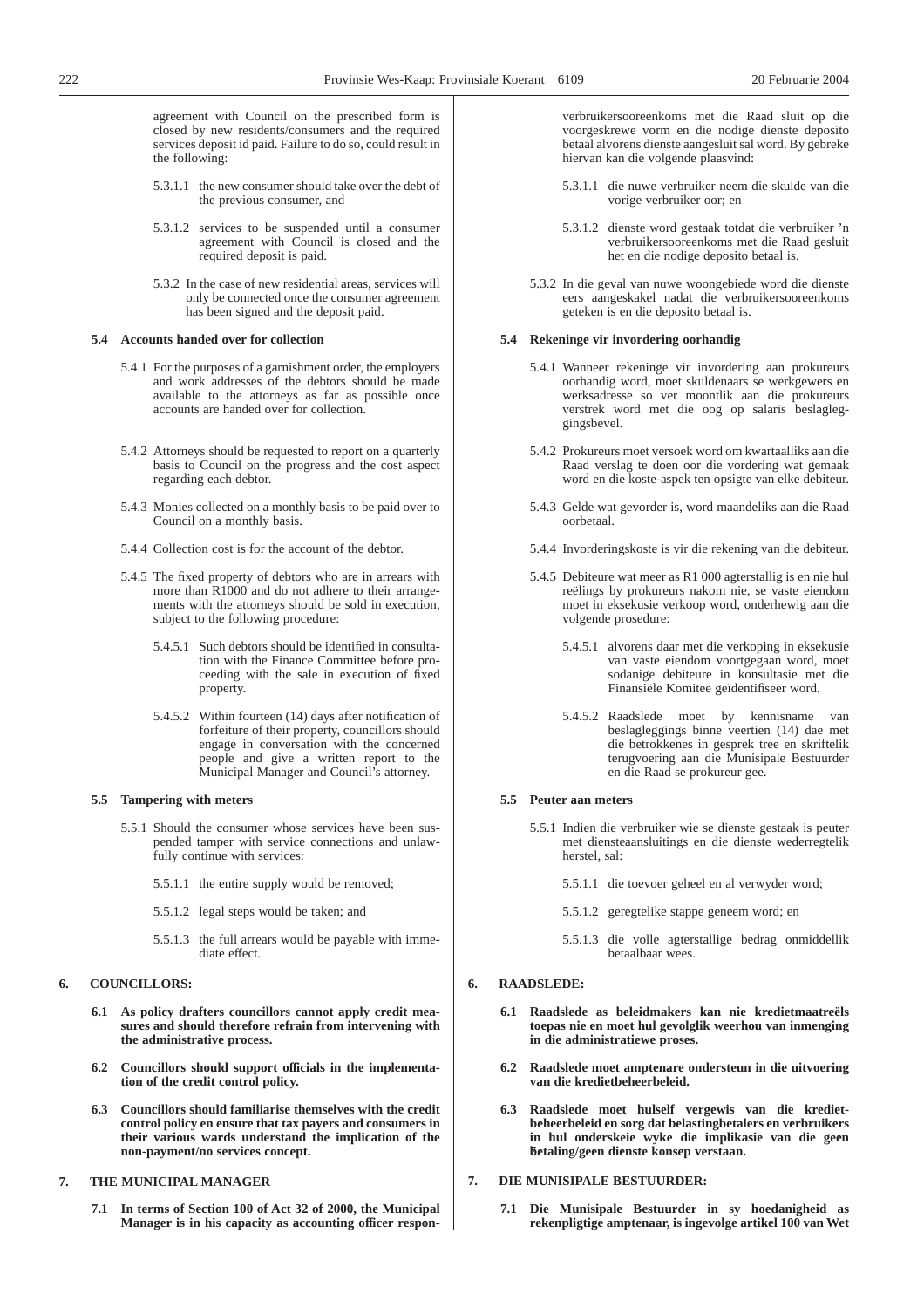agreement with Council on the prescribed form is closed by new residents/consumers and the required services deposit id paid. Failure to do so, could result in the following:

5.3.1.1 the new consumer should take over the debt of the previous consumer, and

5.3.1.2 services to be suspended until a consumer agreement with Council is closed and the required deposit is paid.

5.3.2 In the case of new residential areas, services will only be connected once the consumer agreement has been signed and the deposit paid.

**5.4 Accounts handed over for collection**

5.4.1 For the purposes of a garnishment order, the employers and work addresses of the debtors should be made available to the attorneys as far as possible once accounts are handed over for collection.

5.4.2 Attorneys should be requested to report on a quarterly basis to Council on the progress and the cost aspect regarding each debtor.

5.4.3 Monies collected on a monthly basis to be paid over to Council on a monthly basis.

5.4.4 Collection cost is for the account of the debtor.

5.4.5 The fixed property of debtors who are in arrears with more than R1000 and do not adhere to their arrangements with the attorneys should be sold in execution, subject to the following procedure:

5.4.5.1 Such debtors should be identified in consultation with the Finance Committee before proceeding with the sale in execution of fixed property.

5.4.5.2 Within fourteen (14) days after notification of forfeiture of their property, councillors should engage in conversation with the concerned people and give a written report to the Municipal Manager and Council's attorney.

**5.5 Tampering with meters**

5.5.1 Should the consumer whose services have been suspended tamper with service connections and unlawfully continue with services:

5.5.1.1 the entire supply would be removed;

5.5.1.2 legal steps would be taken; and

5.5.1.3 the full arrears would be payable with immediate effect.

**6. COUNCILLORS:**

**6.1 As policy drafters councillors cannot apply credit measures and should therefore refrain from intervening with the administrative process.**

**6.2 Councillors should support officials in the implementation of the credit control policy.**

**6.3 Councillors should familiarise themselves with the credit control policy en ensure that tax payers and consumers in their various wards understand the implication of the non-payment/no services concept.**

**7. THE MUNICIPAL MANAGER**

**7.1 In terms of Section 100 of Act 32 of 2000, the Municipal Manager is in his capacity as accounting officer respon-**

verbruikersooreenkoms met die Raad sluit op die voorgeskrewe vorm en die nodige dienste deposito betaal alvorens dienste aangesluit sal word. By gebreke hiervan kan die volgende plaasvind:

5.3.1.1 die nuwe verbruiker neem die skulde van die vorige verbruiker oor; en

5.3.1.2 dienste word gestaak totdat die verbruiker 'n verbruikersooreenkoms met die Raad gesluit het en die nodige deposito betaal is.

5.3.2 In die geval van nuwe woongebiede word die dienste eers aangeskakel nadat die verbruikersooreenkoms geteken is en die deposito betaal is.

**5.4 Rekeninge vir invordering oorhandig**

5.4.1 Wanneer rekeninge vir invordering aan prokureurs oorhandig word, moet skuldenaars se werkgewers en werksadresse so ver moontlik aan die prokureurs verstrek word met die oog op salaris beslagleggingsbevel.

5.4.2 Prokureurs moet versoek word om kwartaalliks aan die Raad verslag te doen oor die vordering wat gemaak word en die koste-aspek ten opsigte van elke debiteur.

5.4.3 Gelde wat gevorder is, word maandeliks aan die Raad oorbetaal.

5.4.4 Invorderingskoste is vir die rekening van die debiteur.

5.4.5 Debiteure wat meer as R1 000 agterstallig is en nie hul reëlings by prokureurs nakom nie, se vaste eiendom moet in eksekusie verkoop word, onderhewig aan die volgende prosedure:

5.4.5.1 alvorens daar met die verkoping in eksekusie van vaste eiendom voortgegaan word, moet sodanige debiteure in konsultasie met die Finansiële Komitee geïdentifiseer word.

5.4.5.2 Raadslede moet by kennisname van beslagleggings binne veertien (14) dae met die betrokkenes in gesprek tree en skriftelik terugvoering aan die Munisipale Bestuurder en die Raad se prokureur gee.

**5.5 Peuter aan meters**

5.5.1 Indien die verbruiker wie se dienste gestaak is peuter met diensteaansluitings en die dienste wederregtelik herstel, sal:

5.5.1.1 die toevoer geheel en al verwyder word;

5.5.1.2 geregtelike stappe geneem word; en

5.5.1.3 die volle agterstallige bedrag onmiddellik betaalbaar wees.

**6. RAADSLEDE:**

**6.1 Raadslede as beleidmakers kan nie kredietmaatreëls toepas nie en moet hul gevolglik weerhou van inmenging in die administratiewe proses.**

**6.2 Raadslede moet amptenare ondersteun in die uitvoering van die kredietbeheerbeleid.**

**6.3 Raadslede moet hulself vergewis van die kredietbeheerbeleid en sorg dat belastingbetalers en verbruikers in hul onderskeie wyke die implikasie van die geen betaling/geen dienste konsep verstaan.**

**7. DIE MUNISIPALE BESTUURDER:**

**7.1 Die Munisipale Bestuurder in sy hoedanigheid as rekenpligtige amptenaar, is ingevolge artikel 100 van Wet**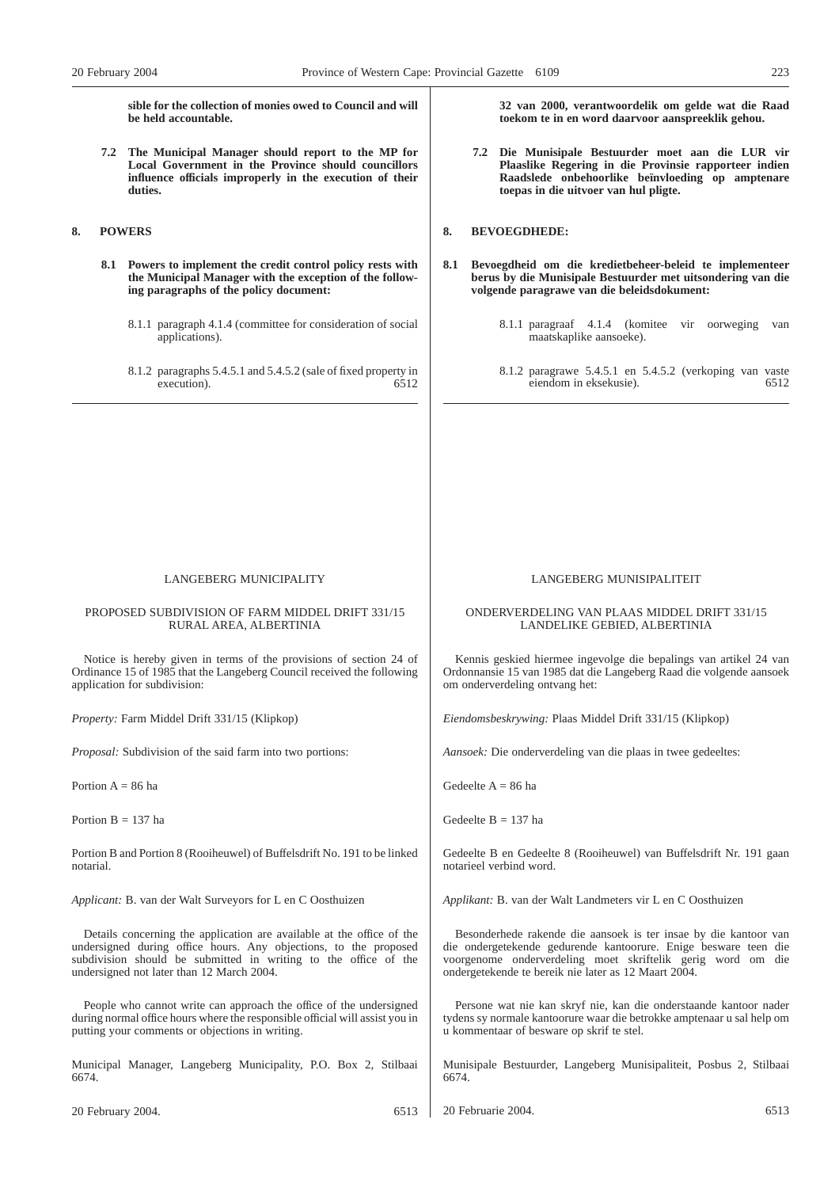**sible for the collection of monies owed to Council and will be held accountable.**

**7.2 The Municipal Manager should report to the MP for Local Government in the Province should councillors influence officials improperly in the execution of their duties.**

**8. POWERS**

**8.1 Powers to implement the credit control policy rests with the Municipal Manager with the exception of the following paragraphs of the policy document:**

8.1.1 paragraph 4.1.4 (committee for consideration of social applications).

8.1.2 paragraphs 5.4.5.1 and 5.4.5.2 (sale of fixed property in execution). 6512

**32 van 2000, verantwoordelik om gelde wat die Raad toekom te in en word daarvoor aanspreeklik gehou.**

**7.2 Die Munisipale Bestuurder moet aan die LUR vir Plaaslike Regering in die Provinsie rapporteer indien Raadslede onbehoorlike beïnvloeding op amptenare toepas in die uitvoer van hul pligte.**

**8. BEVOEGDHEDE:**

**8.1 Bevoegdheid om die kredietbeheer-beleid te implementeer berus by die Munisipale Bestuurder met uitsondering van die volgende paragrawe van die beleidsdokument:**

8.1.1 paragraaf 4.1.4 (komitee vir oorweging van maatskaplike aansoeke).

8.1.2 paragrawe 5.4.5.1 en 5.4.5.2 (verkoping van vaste eiendom in eksekusie). 6512

---

LANGEBERG MUNICIPALITY

PROPOSED SUBDIVISION OF FARM MIDDEL DRIFT 331/15 RURAL AREA, ALBERTINIA

Notice is hereby given in terms of the provisions of section 24 of Ordinance 15 of 1985 that the Langeberg Council received the following application for subdivision:

*Property:* Farm Middel Drift 331/15 (Klipkop)

*Proposal:* Subdivision of the said farm into two portions:

Portion A = 86 ha

Portion B = 137 ha

Portion B and Portion 8 (Rooiheuwel) of Buffelsdrift No. 191 to be linked notarial.

*Applicant:* B. van der Walt Surveyors for L en C Oosthuizen

Details concerning the application are available at the office of the undersigned during office hours. Any objections, to the proposed subdivision should be submitted in writing to the office of the undersigned not later than 12 March 2004.

People who cannot write can approach the office of the undersigned during normal office hours where the responsible official will assist you in putting your comments or objections in writing.

Municipal Manager, Langeberg Municipality, P.O. Box 2, Stilbaai 6674.

20 February 2004. 6513

LANGEBERG MUNISIPALITEIT

ONDERVERDELING VAN PLAAS MIDDEL DRIFT 331/15 LANDELIKE GEBIED, ALBERTINIA

Kennis geskied hiermee ingevolge die bepalings van artikel 24 van Ordonnansie 15 van 1985 dat die Langeberg Raad die volgende aansoek om onderverdeling ontvang het:

*Eiendomsbeskrywing:* Plaas Middel Drift 331/15 (Klipkop)

*Aansoek:* Die onderverdeling van die plaas in twee gedeeltes:

Gedeelte A = 86 ha

Gedeelte B = 137 ha

Gedeelte B en Gedeelte 8 (Rooiheuwel) van Buffelsdrift Nr. 191 gaan notarieel verbind word.

*Applikant:* B. van der Walt Landmeters vir L en C Oosthuizen

Besonderhede rakende die aansoek is ter insae by die kantoor van die ondergetekende gedurende kantoorure. Enige besware teen die voorgenome onderverdeling moet skriftelik gerig word om die ondergetekende te bereik nie later as 12 Maart 2004.

Persone wat nie kan skryf nie, kan die onderstaande kantoor nader tydens sy normale kantoorure waar die betrokke amptenaar u sal help om u kommentaar of besware op skrif te stel.

Munisipale Bestuurder, Langeberg Munisipaliteit, Posbus 2, Stilbaai 6674.

20 Februarie 2004. 6513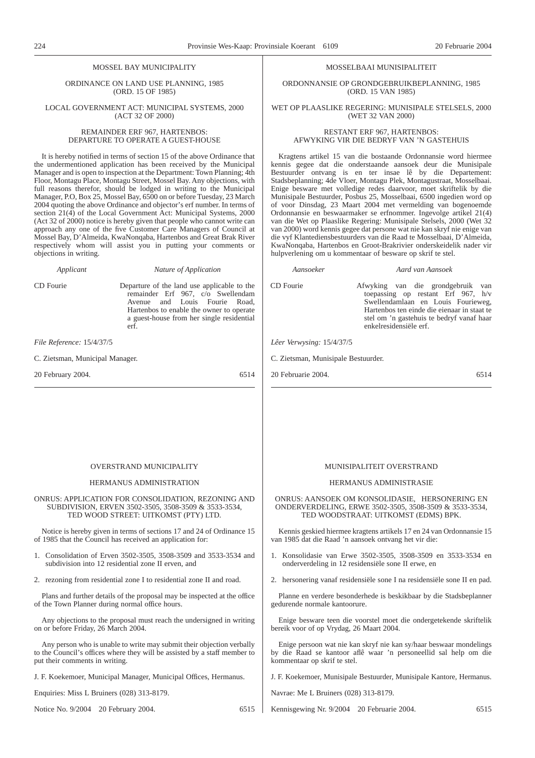MOSSEL BAY MUNICIPALITY

ORDINANCE ON LAND USE PLANNING, 1985
(ORD. 15 OF 1985)

LOCAL GOVERNMENT ACT: MUNICIPAL SYSTEMS, 2000
(ACT 32 OF 2000)

REMAINDER ERF 967, HARTENBOS:
DEPARTURE TO OPERATE A GUEST-HOUSE

It is hereby notified in terms of section 15 of the above Ordinance that the undermentioned application has been received by the Municipal Manager and is open to inspection at the Department: Town Planning; 4th Floor, Montagu Place, Montagu Street, Mossel Bay. Any objections, with full reasons therefor, should be lodged in writing to the Municipal Manager, P.O, Box 25, Mossel Bay, 6500 on or before Tuesday, 23 March 2004 quoting the above Ordinance and objector's erf number. In terms of section 21(4) of the Local Government Act: Municipal Systems, 2000 (Act 32 of 2000) notice is hereby given that people who cannot write can approach any one of the five Customer Care Managers of Council at Mossel Bay, D'Almeida, KwaNonqaba, Hartenbos and Great Brak River respectively whom will assist you in putting your comments or objections in writing.

| *Applicant* | *Nature of Application* |
|---|---|
| CD Fourie | Departure of the land use applicable to the remainder Erf 967, c/o Swellendam Avenue and Louis Fourie Road, Hartenbos to enable the owner to operate a guest-house from her single residential erf. |

*File Reference:* 15/4/37/5

C. Zietsman, Municipal Manager.

20 February 2004. 6514

MOSSELBAAI MUNISIPALITEIT

ORDONNANSIE OP GRONDGEBRUIKBEPLANNING, 1985
(ORD. 15 VAN 1985)

WET OP PLAASLIKE REGERING: MUNISIPALE STELSELS, 2000
(WET 32 VAN 2000)

RESTANT ERF 967, HARTENBOS:
AFWYKING VIR DIE BEDRYF VAN 'N GASTEHUIS

Kragtens artikel 15 van die bostaande Ordonnansie word hiermee kennis gegee dat die onderstaande aansoek deur die Munisipale Bestuurder ontvang is en ter insae lê by die Departement: Stadsbeplanning; 4de Vloer, Montagu Plek, Montagustraat, Mosselbaai. Enige besware met volledige redes daarvoor, moet skriftelik by die Munisipale Bestuurder, Posbus 25, Mosselbaai, 6500 ingedien word op of voor Dinsdag, 23 Maart 2004 met vermelding van bogenoemde Ordonnansie en beswaarmaker se erfnommer. Ingevolge artikel 21(4) van die Wet op Plaaslike Regering: Munisipale Stelsels, 2000 (Wet 32 van 2000) word kennis gegee dat persone wat nie kan skryf nie enige van die vyf Klantediensbestuurders van die Raad te Mosselbaai, D'Almeida, KwaNonqaba, Hartenbos en Groot-Brakrivier onderskeidelik nader vir hulpverlening om u kommentaar of besware op skrif te stel.

| *Aansoeker* | *Aard van Aansoek* |
|---|---|
| CD Fourie | Afwyking van die grondgebruik van toepassing op restant Erf 967, h/v Swellendamlaan en Louis Fourieweg, Hartenbos ten einde die eienaar in staat te stel om 'n gastehuis te bedryf vanaf haar enkelresidensiële erf. |

*Lêer Verwysing:* 15/4/37/5

C. Zietsman, Munisipale Bestuurder.

20 Februarie 2004. 6514

OVERSTRAND MUNICIPALITY

HERMANUS ADMINISTRATION

ONRUS: APPLICATION FOR CONSOLIDATION, REZONING AND SUBDIVISION, ERVEN 3502-3505, 3508-3509 & 3533-3534, TED WOOD STREET: UITKOMST (PTY) LTD.

Notice is hereby given in terms of sections 17 and 24 of Ordinance 15 of 1985 that the Council has received an application for:

1. Consolidation of Erven 3502-3505, 3508-3509 and 3533-3534 and subdivision into 12 residential zone II erven, and
2. rezoning from residential zone I to residential zone II and road.

Plans and further details of the proposal may be inspected at the office of the Town Planner during normal office hours.

Any objections to the proposal must reach the undersigned in writing on or before Friday, 26 March 2004.

Any person who is unable to write may submit their objection verbally to the Council's offices where they will be assisted by a staff member to put their comments in writing.

J. F. Koekemoer, Municipal Manager, Municipal Offices, Hermanus.

Enquiries: Miss L Bruiners (028) 313-8179.

Notice No. 9/2004 20 February 2004. 6515

MUNISIPALITEIT OVERSTRAND

HERMANUS ADMINISTRASIE

ONRUS: AANSOEK OM KONSOLIDASIE, HERSONERING EN ONDERVERDELING, ERWE 3502-3505, 3508-3509 & 3533-3534, TED WOODSTRAAT: UITKOMST (EDMS) BPK.

Kennis geskied hiermee kragtens artikels 17 en 24 van Ordonnansie 15 van 1985 dat die Raad 'n aansoek ontvang het vir die:

1. Konsolidasie van Erwe 3502-3505, 3508-3509 en 3533-3534 en onderverdeling in 12 residensiële sone II erwe, en
2. hersonering vanaf residensiële sone I na residensiële sone II en pad.

Planne en verdere besonderhede is beskikbaar by die Stadsbeplanner gedurende normale kantoorure.

Enige besware teen die voorstel moet die ondergetekende skriftelik bereik voor of op Vrydag, 26 Maart 2004.

Enige persoon wat nie kan skryf nie kan sy/haar beswaar mondelings by die Raad se kantoor aflê waar 'n personeellid sal help om die kommentaar op skrif te stel.

J. F. Koekemoer, Munisipale Bestuurder, Munisipale Kantore, Hermanus.

Navrae: Me L Bruiners (028) 313-8179.

Kennisgewing Nr. 9/2004 20 Februarie 2004. 6515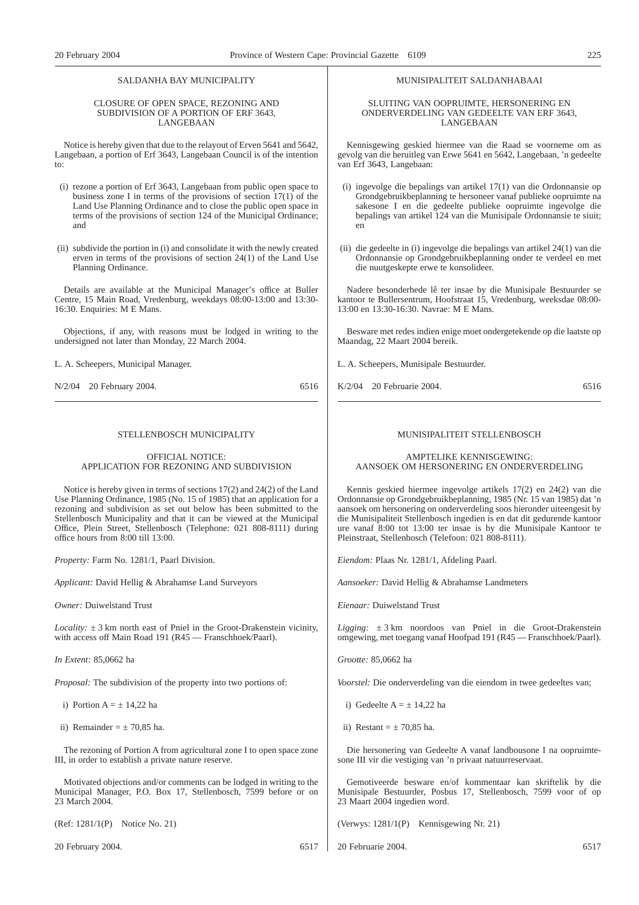## SALDANHA BAY MUNICIPALITY

### CLOSURE OF OPEN SPACE, REZONING AND SUBDIVISION OF A PORTION OF ERF 3643, LANGEBAAN

Notice is hereby given that due to the relayout of Erven 5641 and 5642, Langebaan, a portion of Erf 3643, Langebaan Council is of the intention to:

(i) rezone a portion of Erf 3643, Langebaan from public open space to business zone I in terms of the provisions of section 17(1) of the Land Use Planning Ordinance and to close the public open space in terms of the provisions of section 124 of the Municipal Ordinance; and

(ii) subdivide the portion in (i) and consolidate it with the newly created erven in terms of the provisions of section 24(1) of the Land Use Planning Ordinance.

Details are available at the Municipal Manager's office at Buller Centre, 15 Main Road, Vredenburg, weekdays 08:00-13:00 and 13:30-16:30. Enquiries: M E Mans.

Objections, if any, with reasons must be lodged in writing to the undersigned not later than Monday, 22 March 2004.

L. A. Scheepers, Municipal Manager.

N/2/04 20 February 2004. 6516

## MUNISIPALITEIT SALDANHABAAI

### SLUITING VAN OOPRUIMTE, HERSONERING EN ONDERVERDELING VAN GEDEELTE VAN ERF 3643, LANGEBAAN

Kennisgewing geskied hiermee van die Raad se voorneme om as gevolg van die heruitleg van Erwe 5641 en 5642, Langebaan, 'n gedeelte van Erf 3643, Langebaan:

(i) ingevolge die bepalings van artikel 17(1) van die Ordonnansie op Grondgebruikbeplanning te hersoneer vanaf publieke oopruimte na sakesone I en die gedeelte publieke oopruimte ingevolge die bepalings van artikel 124 van die Munisipale Ordonnansie te sluit; en

(ii) die gedeelte in (i) ingevolge die bepalings van artikel 24(1) van die Ordonnansie op Grondgebruikbeplanning onder te verdeel en met die nuutgeskepte erwe te konsolideer.

Nadere besonderhede lê ter insae by die Munisipale Bestuurder se kantoor te Bullersentrum, Hoofstraat 15, Vredenburg, weeksdae 08:00-13:00 en 13:30-16:30. Navrae: M E Mans.

Besware met redes indien enige moet ondergetekende op die laatste op Maandag, 22 Maart 2004 bereik.

L. A. Scheepers, Munisipale Bestuurder.

K/2/04 20 Februarie 2004. 6516

## STELLENBOSCH MUNICIPALITY

### OFFICIAL NOTICE: APPLICATION FOR REZONING AND SUBDIVISION

Notice is hereby given in terms of sections 17(2) and 24(2) of the Land Use Planning Ordinance, 1985 (No. 15 of 1985) that an application for a rezoning and subdivision as set out below has been submitted to the Stellenbosch Municipality and that it can be viewed at the Municipal Office, Plein Street, Stellenbosch (Telephone: 021 808-8111) during office hours from 8:00 till 13:00.

*Property:* Farm No. 1281/1, Paarl Division.

*Applicant:* David Hellig & Abrahamse Land Surveyors

*Owner:* Duiwelstand Trust

*Locality:* ± 3 km north east of Pniel in the Groot-Drakenstein vicinity, with access off Main Road 191 (R45 — Franschhoek/Paarl).

*In Extent:* 85,0662 ha

*Proposal:* The subdivision of the property into two portions of:

i) Portion A = ± 14,22 ha

ii) Remainder = ± 70,85 ha.

The rezoning of Portion A from agricultural zone I to open space zone III, in order to establish a private nature reserve.

Motivated objections and/or comments can be lodged in writing to the Municipal Manager, P.O. Box 17, Stellenbosch, 7599 before or on 23 March 2004.

(Ref: 1281/1(P) Notice No. 21)

20 February 2004. 6517

## MUNISIPALITEIT STELLENBOSCH

### AMPTELIKE KENNISGEWING: AANSOEK OM HERSONERING EN ONDERVERDELING

Kennis geskied hiermee ingevolge artikels 17(2) en 24(2) van die Ordonnansie op Grondgebruikbeplanning, 1985 (Nr. 15 van 1985) dat 'n aansoek om hersonering en onderverdeling soos hieronder uiteengesit by die Munisipaliteit Stellenbosch ingedien is en dat dit gedurende kantoor ure vanaf 8:00 tot 13:00 ter insae is by die Munisipale Kantoor te Pleinstraat, Stellenbosch (Telefoon: 021 808-8111).

*Eiendom:* Plaas Nr. 1281/1, Afdeling Paarl.

*Aansoeker:* David Hellig & Abrahamse Landmeters

*Eienaar:* Duiwelstand Trust

*Ligging:* ± 3 km noordoos van Pniel in die Groot-Drakenstein omgewing, met toegang vanaf Hoofpad 191 (R45 — Franschhoek/Paarl).

*Grootte:* 85,0662 ha

*Voorstel:* Die onderverdeling van die eiendom in twee gedeeltes van;

i) Gedeelte A = ± 14,22 ha

ii) Restant = ± 70,85 ha.

Die hersonering van Gedeelte A vanaf landbousone I na oopruimtesone III vir die vestiging van 'n privaat natuurreservaat.

Gemotiveerde besware en/of kommentaar kan skriftelik by die Munisipale Bestuurder, Posbus 17, Stellenbosch, 7599 voor of op 23 Maart 2004 ingedien word.

(Verwys: 1281/1(P) Kennisgewing Nr. 21)

20 Februarie 2004. 6517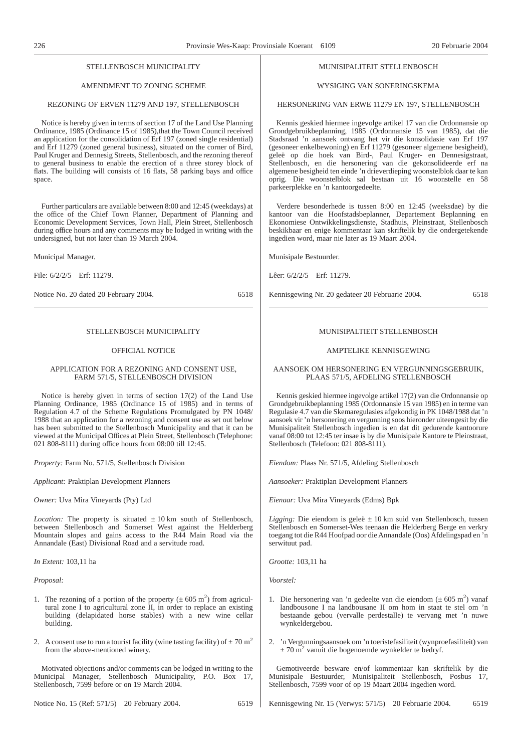## STELLENBOSCH MUNICIPALITY

### AMENDMENT TO ZONING SCHEME

### REZONING OF ERVEN 11279 AND 197, STELLENBOSCH

Notice is hereby given in terms of section 17 of the Land Use Planning Ordinance, 1985 (Ordinance 15 of 1985),that the Town Council received an application for the consolidation of Erf 197 (zoned single residential) and Erf 11279 (zoned general business), situated on the corner of Bird, Paul Kruger and Dennesig Streets, Stellenbosch, and the rezoning thereof to general business to enable the erection of a three storey block of flats. The building will consists of 16 flats, 58 parking bays and office space.

Further particulars are available between 8:00 and 12:45 (weekdays) at the office of the Chief Town Planner, Department of Planning and Economic Development Services, Town Hall, Plein Street, Stellenbosch during office hours and any comments may be lodged in writing with the undersigned, but not later than 19 March 2004.

Municipal Manager.

File: 6/2/2/5 Erf: 11279.

Notice No. 20 dated 20 February 2004. 6518

---

## MUNISIPALITEIT STELLENBOSCH

### WYSIGING VAN SONERINGSKEMA

### HERSONERING VAN ERWE 11279 EN 197, STELLENBOSCH

Kennis geskied hiermee ingevolge artikel 17 van die Ordonnansie op Grondgebruikbeplanning, 1985 (Ordonnansie 15 van 1985), dat die Stadsraad 'n aansoek ontvang het vir die konsolidasie van Erf 197 (gesoneer enkelbewoning) en Erf 11279 (gesoneer algemene besigheid), geleë op die hoek van Bird-, Paul Kruger- en Dennesigstraat, Stellenbosch, en die hersonering van die gekonsolideerde erf na algemene besigheid ten einde 'n drieverdieping woonstelblok daar te kan oprig. Die woonstelblok sal bestaan uit 16 woonstelle en 58 parkeerplekke en 'n kantoorgedeelte.

Verdere besonderhede is tussen 8:00 en 12:45 (weeksdae) by die kantoor van die Hoofstadsbeplanner, Departement Beplanning en Ekonomiese Ontwikkelingsdienste, Stadhuis, Pleinstraat, Stellenbosch beskikbaar en enige kommentaar kan skriftelik by die ondergetekende ingedien word, maar nie later as 19 Maart 2004.

Munisipale Bestuurder.

Lêer: 6/2/2/5 Erf: 11279.

Kennisgewing Nr. 20 gedateer 20 Februarie 2004. 6518

---

## STELLENBOSCH MUNICIPALITY

### OFFICIAL NOTICE

### APPLICATION FOR A REZONING AND CONSENT USE, FARM 571/5, STELLENBOSCH DIVISION

Notice is hereby given in terms of section 17(2) of the Land Use Planning Ordinance, 1985 (Ordinance 15 of 1985) and in terms of Regulation 4.7 of the Scheme Regulations Promulgated by PN 1048/1988 that an application for a rezoning and consent use as set out below has been submitted to the Stellenbosch Municipality and that it can be viewed at the Municipal Offices at Plein Street, Stellenbosch (Telephone: 021 808-8111) during office hours from 08:00 till 12:45.

*Property:* Farm No. 571/5, Stellenbosch Division

*Applicant:* Praktiplan Development Planners

*Owner:* Uva Mira Vineyards (Pty) Ltd

*Location:* The property is situated ± 10 km south of Stellenbosch, between Stellenbosch and Somerset West against the Helderberg Mountain slopes and gains access to the R44 Main Road via the Annandale (East) Divisional Road and a servitude road.

*In Extent:* 103,11 ha

*Proposal:*

1. The rezoning of a portion of the property (± 605 m$^2$) from agricultural zone I to agricultural zone II, in order to replace an existing building (delapidated horse stables) with a new wine cellar building.
2. A consent use to run a tourist facility (wine tasting facility) of ± 70 m$^2$ from the above-mentioned winery.

Motivated objections and/or comments can be lodged in writing to the Municipal Manager, Stellenbosch Municipality, P.O. Box 17, Stellenbosch, 7599 before or on 19 March 2004.

Notice No. 15 (Ref: 571/5) 20 February 2004. 6519

---

## MUNISIPALTIEIT STELLENBOSCH

### AMPTELIKE KENNISGEWING

### AANSOEK OM HERSONERING EN VERGUNNINGSGEBRUIK, PLAAS 571/5, AFDELING STELLENBOSCH

Kennis geskied hiermee ingevolge artikel 17(2) van die Ordonnansie op Grondgebruikbeplanning 1985 (Ordonnansle 15 van 1985) en in terme van Regulasie 4.7 van die Skemaregulasies afgekondig in PK 1048/1988 dat 'n aansoek vir 'n hersonering en vergunning soos hieronder uiteengesit by die Munisipaliteit Stellenbosch ingedien is en dat dit gedurende kantoorure vanaf 08:00 tot 12:45 ter insae is by die Munisipale Kantore te Pleinstraat, Stellenbosch (Telefoon: 021 808-8111).

*Eiendom:* Plaas Nr. 571/5, Afdeling Stellenbosch

*Aansoeker:* Praktiplan Development Planners

*Eienaar:* Uva Mira Vineyards (Edms) Bpk

*Ligging:* Die eiendom is geleë ± 10 km suid van Stellenbosch, tussen Stellenbosch en Somerset-Wes teenaan die Helderberg Berge en verkry toegang tot die R44 Hoofpad oor die Annandale (Oos) Afdelingspad en 'n serwituut pad.

*Grootte:* 103,11 ha

*Voorstel:*

1. Die hersonering van 'n gedeelte van die eiendom (± 605 m$^2$) vanaf landbousone I na landbousone II om hom in staat te stel om 'n bestaande gebou (vervalle perdestalle) te vervang met 'n nuwe wynkeldergebou.
2. 'n Vergunningsaansoek om 'n toeristefasiliteit (wynproefasiliteit) van ± 70 m$^2$ vanuit die bogenoemde wynkelder te bedryf.

Gemotiveerde besware en/of kommentaar kan skriftelik by die Munisipale Bestuurder, Munisipaliteit Stellenbosch, Posbus 17, Stellenbosch, 7599 voor of op 19 Maart 2004 ingedien word.

Kennisgewing Nr. 15 (Verwys: 571/5) 20 Februarie 2004. 6519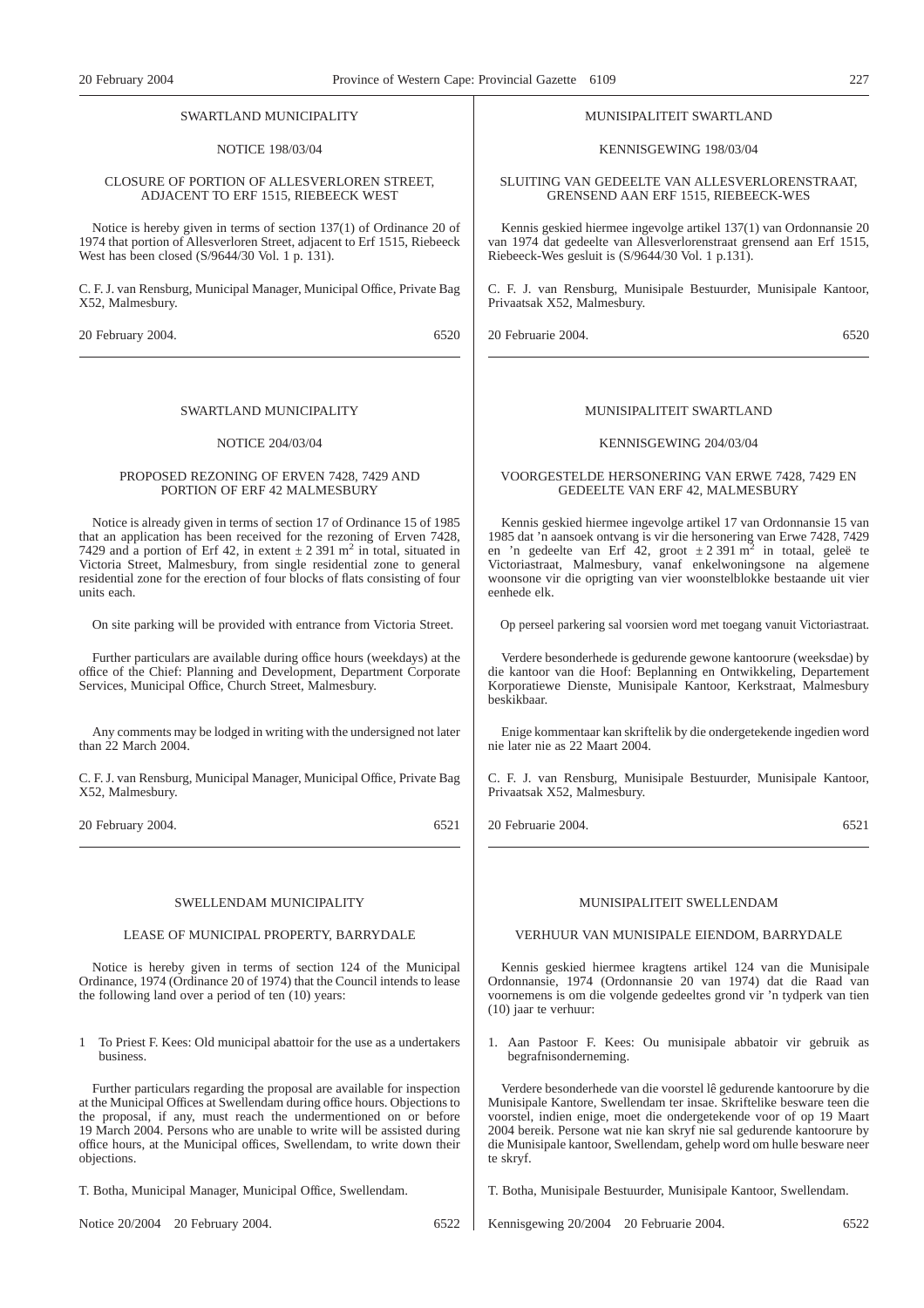SWARTLAND MUNICIPALITY

NOTICE 198/03/04

CLOSURE OF PORTION OF ALLESVERLOREN STREET, ADJACENT TO ERF 1515, RIEBEECK WEST

Notice is hereby given in terms of section 137(1) of Ordinance 20 of 1974 that portion of Allesverloren Street, adjacent to Erf 1515, Riebeeck West has been closed (S/9644/30 Vol. 1 p. 131).

C. F. J. van Rensburg, Municipal Manager, Municipal Office, Private Bag X52, Malmesbury.

20 February 2004. 6520

---

MUNISIPALITEIT SWARTLAND

KENNISGEWING 198/03/04

SLUITING VAN GEDEELTE VAN ALLESVERLORENSTRAAT, GRENSEND AAN ERF 1515, RIEBEECK-WES

Kennis geskied hiermee ingevolge artikel 137(1) van Ordonnansie 20 van 1974 dat gedeelte van Allesverlorenstraat grensend aan Erf 1515, Riebeeck-Wes gesluit is (S/9644/30 Vol. 1 p.131).

C. F. J. van Rensburg, Munisipale Bestuurder, Munisipale Kantoor, Privaatsak X52, Malmesbury.

20 Februarie 2004. 6520

---

SWARTLAND MUNICIPALITY

NOTICE 204/03/04

PROPOSED REZONING OF ERVEN 7428, 7429 AND PORTION OF ERF 42 MALMESBURY

Notice is already given in terms of section 17 of Ordinance 15 of 1985 that an application has been received for the rezoning of Erven 7428, 7429 and a portion of Erf 42, in extent ± 2 391 m$^2$ in total, situated in Victoria Street, Malmesbury, from single residential zone to general residential zone for the erection of four blocks of flats consisting of four units each.

On site parking will be provided with entrance from Victoria Street.

Further particulars are available during office hours (weekdays) at the office of the Chief: Planning and Development, Department Corporate Services, Municipal Office, Church Street, Malmesbury.

Any comments may be lodged in writing with the undersigned not later than 22 March 2004.

C. F. J. van Rensburg, Municipal Manager, Municipal Office, Private Bag X52, Malmesbury.

20 February 2004. 6521

---

MUNISIPALITEIT SWARTLAND

KENNISGEWING 204/03/04

VOORGESTELDE HERSONERING VAN ERWE 7428, 7429 EN GEDEELTE VAN ERF 42, MALMESBURY

Kennis geskied hiermee ingevolge artikel 17 van Ordonnansie 15 van 1985 dat 'n aansoek ontvang is vir die hersonering van Erwe 7428, 7429 en 'n gedeelte van Erf 42, groot ± 2 391 m$^2$ in totaal, geleë te Victoriastraat, Malmesbury, vanaf enkelwoningsone na algemene woonsone vir die oprigting van vier woonstelblokke bestaande uit vier eenhede elk.

Op perseel parkering sal voorsien word met toegang vanuit Victoriastraat.

Verdere besonderhede is gedurende gewone kantoorure (weeksdae) by die kantoor van die Hoof: Beplanning en Ontwikkeling, Departement Korporatiewe Dienste, Munisipale Kantoor, Kerkstraat, Malmesbury beskikbaar.

Enige kommentaar kan skriftelik by die ondergetekende ingedien word nie later nie as 22 Maart 2004.

C. F. J. van Rensburg, Munisipale Bestuurder, Munisipale Kantoor, Privaatsak X52, Malmesbury.

20 Februarie 2004. 6521

---

SWELLENDAM MUNICIPALITY

LEASE OF MUNICIPAL PROPERTY, BARRYDALE

Notice is hereby given in terms of section 124 of the Municipal Ordinance, 1974 (Ordinance 20 of 1974) that the Council intends to lease the following land over a period of ten (10) years:

1 To Priest F. Kees: Old municipal abattoir for the use as a undertakers business.

Further particulars regarding the proposal are available for inspection at the Municipal Offices at Swellendam during office hours. Objections to the proposal, if any, must reach the undermentioned on or before 19 March 2004. Persons who are unable to write will be assisted during office hours, at the Municipal offices, Swellendam, to write down their objections.

T. Botha, Municipal Manager, Municipal Office, Swellendam.

Notice 20/2004 20 February 2004. 6522

---

MUNISIPALITEIT SWELLENDAM

VERHUUR VAN MUNISIPALE EIENDOM, BARRYDALE

Kennis geskied hiermee kragtens artikel 124 van die Munisipale Ordonnansie, 1974 (Ordonnansie 20 van 1974) dat die Raad van voornemens is om die volgende gedeeltes grond vir 'n tydperk van tien (10) jaar te verhuur:

1. Aan Pastoor F. Kees: Ou munisipale abbatoir vir gebruik as begrafnisonderneming.

Verdere besonderhede van die voorstel lê gedurende kantoorure by die Munisipale Kantore, Swellendam ter insae. Skriftelike besware teen die voorstel, indien enige, moet die ondergetekende voor of op 19 Maart 2004 bereik. Persone wat nie kan skryf nie sal gedurende kantoorure by die Munisipale kantoor, Swellendam, gehelp word om hulle besware neer te skryf.

T. Botha, Munisipale Bestuurder, Munisipale Kantoor, Swellendam.

Kennisgewing 20/2004 20 Februarie 2004. 6522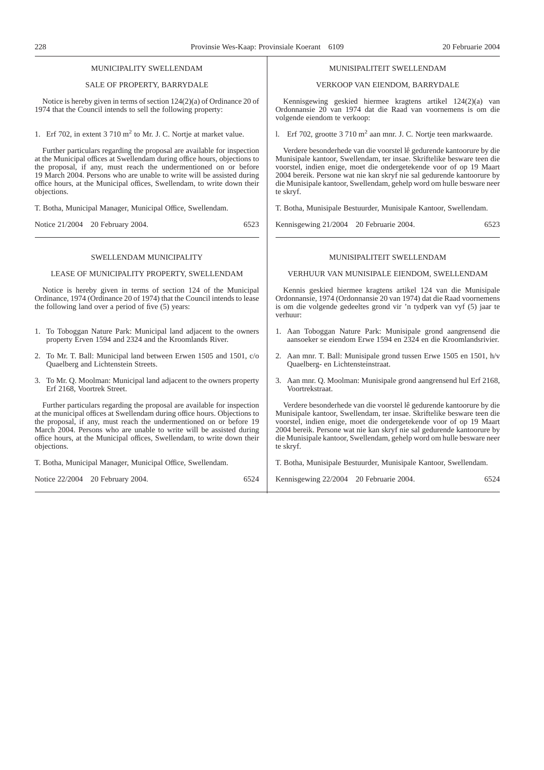MUNICIPALITY SWELLENDAM

SALE OF PROPERTY, BARRYDALE

Notice is hereby given in terms of section 124(2)(a) of Ordinance 20 of 1974 that the Council intends to sell the following property:

1. Erf 702, in extent 3 710 m$^2$ to Mr. J. C. Nortje at market value.

Further particulars regarding the proposal are available for inspection at the Municipal offices at Swellendam during office hours, objections to the proposal, if any, must reach the undermentioned on or before 19 March 2004. Persons who are unable to write will be assisted during office hours, at the Municipal offices, Swellendam, to write down their objections.

T. Botha, Municipal Manager, Municipal Office, Swellendam.

Notice 21/2004 20 February 2004. 6523

---

MUNISIPALITEIT SWELLENDAM

VERKOOP VAN EIENDOM, BARRYDALE

Kennisgewing geskied hiermee kragtens artikel 124(2)(a) van Ordonnansie 20 van 1974 dat die Raad van voornemens is om die volgende eiendom te verkoop:

l. Erf 702, grootte 3 710 m$^2$ aan mnr. J. C. Nortje teen markwaarde.

Verdere besonderhede van die voorstel lê gedurende kantoorure by die Munisipale kantoor, Swellendam, ter insae. Skriftelike besware teen die voorstel, indien enige, moet die ondergetekende voor of op 19 Maart 2004 bereik. Persone wat nie kan skryf nie sal gedurende kantoorure by die Munisipale kantoor, Swellendam, gehelp word om hulle besware neer te skryf.

T. Botha, Munisipale Bestuurder, Munisipale Kantoor, Swellendam.

Kennisgewing 21/2004 20 Februarie 2004. 6523

---

SWELLENDAM MUNICIPALITY

LEASE OF MUNICIPALITY PROPERTY, SWELLENDAM

Notice is hereby given in terms of section 124 of the Municipal Ordinance, 1974 (Ordinance 20 of 1974) that the Council intends to lease the following land over a period of five (5) years:

1. To Toboggan Nature Park: Municipal land adjacent to the owners property Erven 1594 and 2324 and the Kroomlands River.
2. To Mr. T. Ball: Municipal land between Erwen 1505 and 1501, c/o Quaelberg and Lichtenstein Streets.
3. To Mr. Q. Moolman: Municipal land adjacent to the owners property Erf 2168, Voortrek Street.

Further particulars regarding the proposal are available for inspection at the municipal offices at Swellendam during office hours. Objections to the proposal, if any, must reach the undermentioned on or before 19 March 2004. Persons who are unable to write will be assisted during office hours, at the Municipal offices, Swellendam, to write down their objections.

T. Botha, Municipal Manager, Municipal Office, Swellendam.

Notice 22/2004 20 February 2004. 6524

---

MUNISIPALITEIT SWELLENDAM

VERHUUR VAN MUNISIPALE EIENDOM, SWELLENDAM

Kennis geskied hiermee kragtens artikel 124 van die Munisipale Ordonnansie, 1974 (Ordonnansie 20 van 1974) dat die Raad voornemens is om die volgende gedeeltes grond vir 'n tydperk van vyf (5) jaar te verhuur:

1. Aan Toboggan Nature Park: Munisipale grond aangrensend die aansoeker se eiendom Erwe 1594 en 2324 en die Kroomlandsrivier.
2. Aan mnr. T. Ball: Munisipale grond tussen Erwe 1505 en 1501, h/v Quaelberg- en Lichtensteinstraat.
3. Aan mnr. Q. Moolman: Munisipale grond aangrensend hul Erf 2168, Voortrekstraat.

Verdere besonderhede van die voorstel lê gedurende kantoorure by die Munisipale kantoor, Swellendam, ter insae. Skriftelike besware teen die voorstel, indien enige, moet die ondergetekende voor of op 19 Maart 2004 bereik. Persone wat nie kan skryf nie sal gedurende kantoorure by die Munisipale kantoor, Swellendam, gehelp word om hulle besware neer te skryf.

T. Botha, Munisipale Bestuurder, Munisipale Kantoor, Swellendam.

Kennisgewing 22/2004 20 Februarie 2004. 6524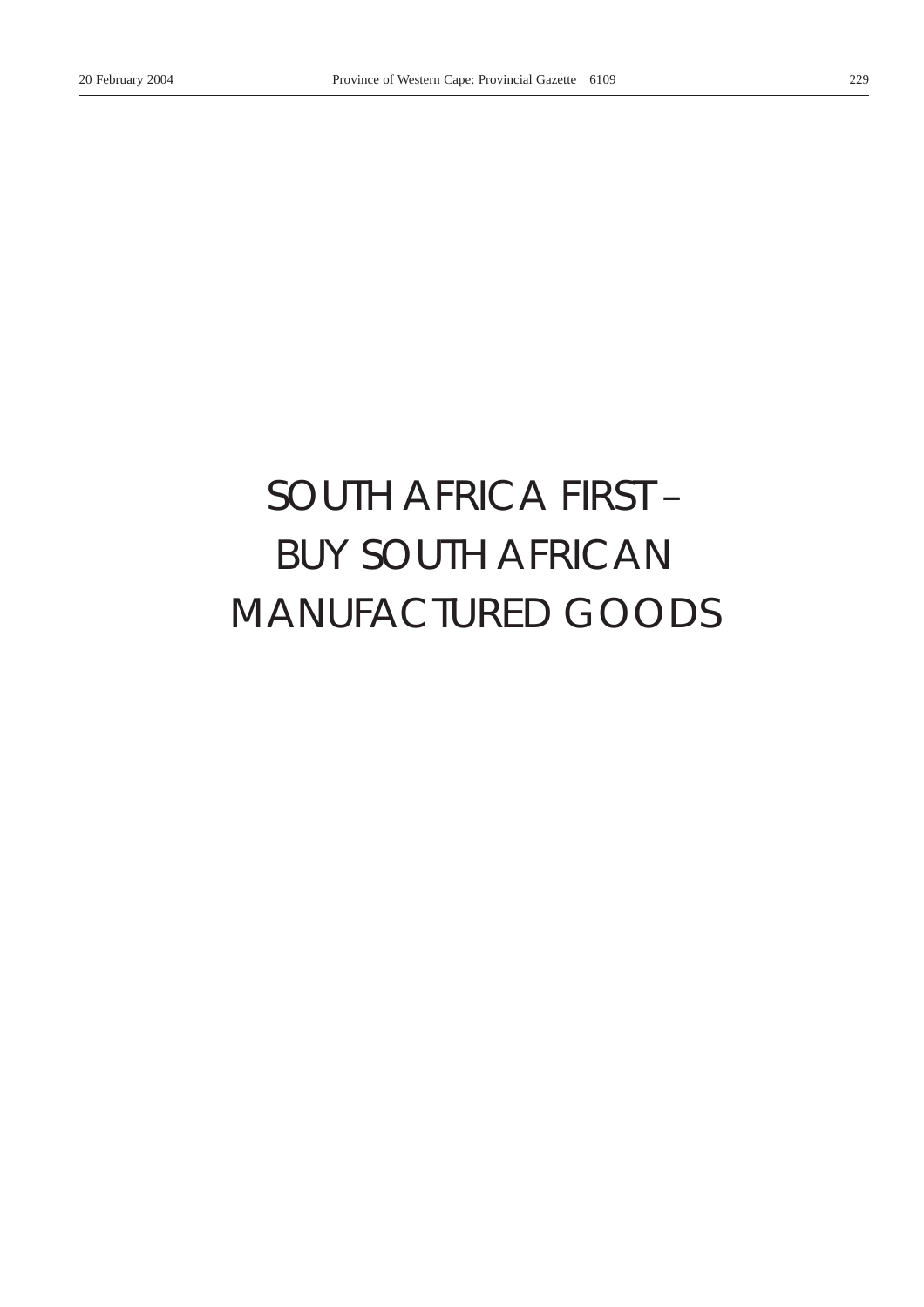# SOUTH AFRICA FIRST –
# BUY SOUTH AFRICAN
# MANUFACTURED GOODS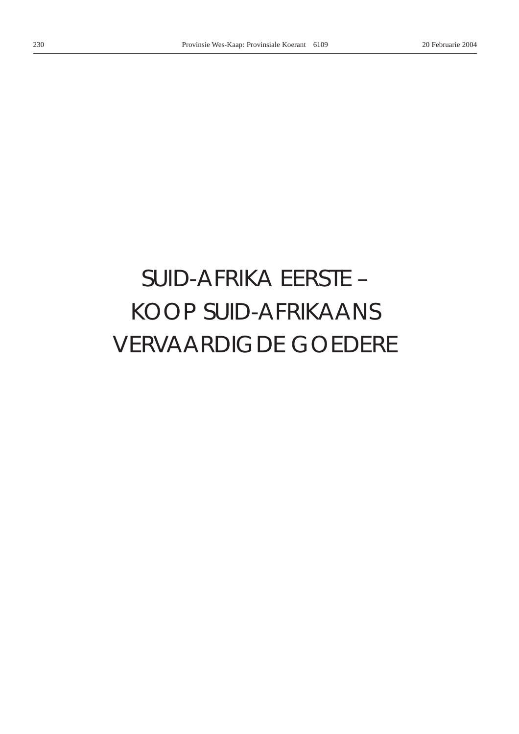# SUID-AFRIKA EERSTE – KOOP SUID-AFRIKAANS VERVAARDIGDE GOEDERE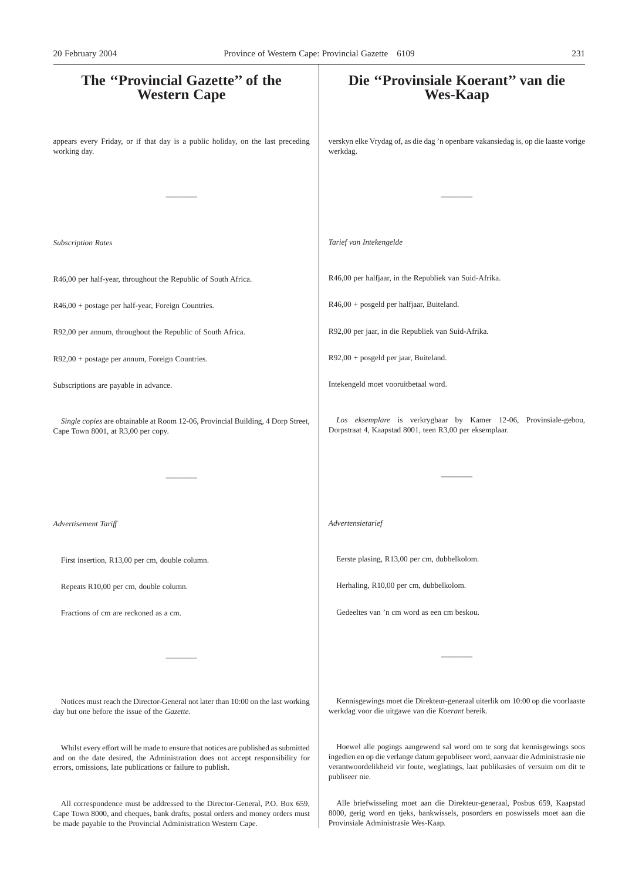# The "Provincial Gazette" of the Western Cape

appears every Friday, or if that day is a public holiday, on the last preceding working day.

---

*Subscription Rates*

R46,00 per half-year, throughout the Republic of South Africa.

R46,00 + postage per half-year, Foreign Countries.

R92,00 per annum, throughout the Republic of South Africa.

R92,00 + postage per annum, Foreign Countries.

Subscriptions are payable in advance.

*Single copies* are obtainable at Room 12-06, Provincial Building, 4 Dorp Street, Cape Town 8001, at R3,00 per copy.

---

*Advertisement Tariff*

First insertion, R13,00 per cm, double column.

Repeats R10,00 per cm, double column.

Fractions of cm are reckoned as a cm.

---

Notices must reach the Director-General not later than 10:00 on the last working day but one before the issue of the *Gazette*.

Whilst every effort will be made to ensure that notices are published as submitted and on the date desired, the Administration does not accept responsibility for errors, omissions, late publications or failure to publish.

All correspondence must be addressed to the Director-General, P.O. Box 659, Cape Town 8000, and cheques, bank drafts, postal orders and money orders must be made payable to the Provincial Administration Western Cape.

# Die "Provinsiale Koerant" van die Wes-Kaap

verskyn elke Vrydag of, as die dag 'n openbare vakansiedag is, op die laaste vorige werkdag.

---

*Tarief van Intekengelde*

R46,00 per halfjaar, in die Republiek van Suid-Afrika.

R46,00 + posgeld per halfjaar, Buiteland.

R92,00 per jaar, in die Republiek van Suid-Afrika.

R92,00 + posgeld per jaar, Buiteland.

Intekengeld moet vooruitbetaal word.

*Los eksemplare* is verkrygbaar by Kamer 12-06, Provinsiale-gebou, Dorpstraat 4, Kaapstad 8001, teen R3,00 per eksemplaar.

---

*Advertensietarief*

Eerste plasing, R13,00 per cm, dubbelkolom.

Herhaling, R10,00 per cm, dubbelkolom.

Gedeeltes van 'n cm word as een cm beskou.

---

Kennisgewings moet die Direkteur-generaal uiterlik om 10:00 op die voorlaaste werkdag voor die uitgawe van die *Koerant* bereik.

Hoewel alle pogings aangewend sal word om te sorg dat kennisgewings soos ingedien en op die verlange datum gepubliseer word, aanvaar die Administrasie nie verantwoordelikheid vir foute, weglatings, laat publikasies of versuim om dit te publiseer nie.

Alle briefwisseling moet aan die Direkteur-generaal, Posbus 659, Kaapstad 8000, gerig word en tjeks, bankwissels, posorders en poswissels moet aan die Provinsiale Administrasie Wes-Kaap.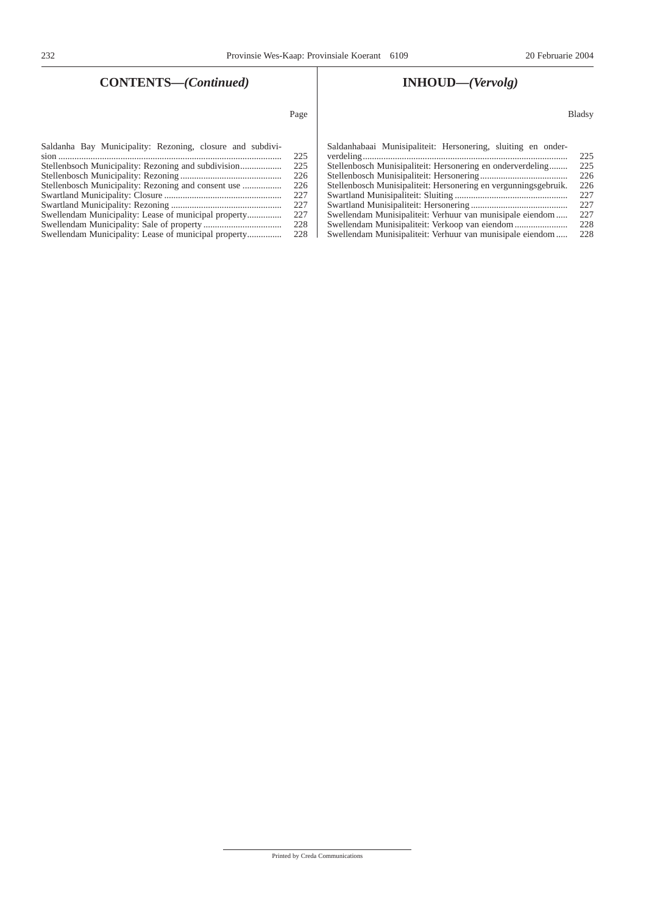## CONTENTS—*(Continued)*

| | Page |
|---|---|
| Saldanha Bay Municipality: Rezoning, closure and subdivision | 225 |
| Stellenbosch Municipality: Rezoning and subdivision | 225 |
| Stellenbosch Municipality: Rezoning | 226 |
| Stellenbosch Municipality: Rezoning and consent use | 226 |
| Swartland Municipality: Closure | 227 |
| Swartland Municipality: Rezoning | 227 |
| Swellendam Municipality: Lease of municipal property | 227 |
| Swellendam Municipality: Sale of property | 228 |
| Swellendam Municipality: Lease of municipal property | 228 |

## INHOUD—*(Vervolg)*

| | Bladsy |
|---|---|
| Saldanhabaai Munisipaliteit: Hersonering, sluiting en onderverdeling | 225 |
| Stellenbosch Munisipaliteit: Hersonering en onderverdeling | 225 |
| Stellenbosch Munisipaliteit: Hersonering | 226 |
| Stellenbosch Munisipaliteit: Hersonering en vergunningsgebruik. | 226 |
| Swartland Munisipaliteit: Sluiting | 227 |
| Swartland Munisipaliteit: Hersonering | 227 |
| Swellendam Munisipaliteit: Verhuur van munisipale eiendom | 227 |
| Swellendam Munisipaliteit: Verkoop van eiendom | 228 |
| Swellendam Munisipaliteit: Verhuur van munisipale eiendom | 228 |

Printed by Creda Communications